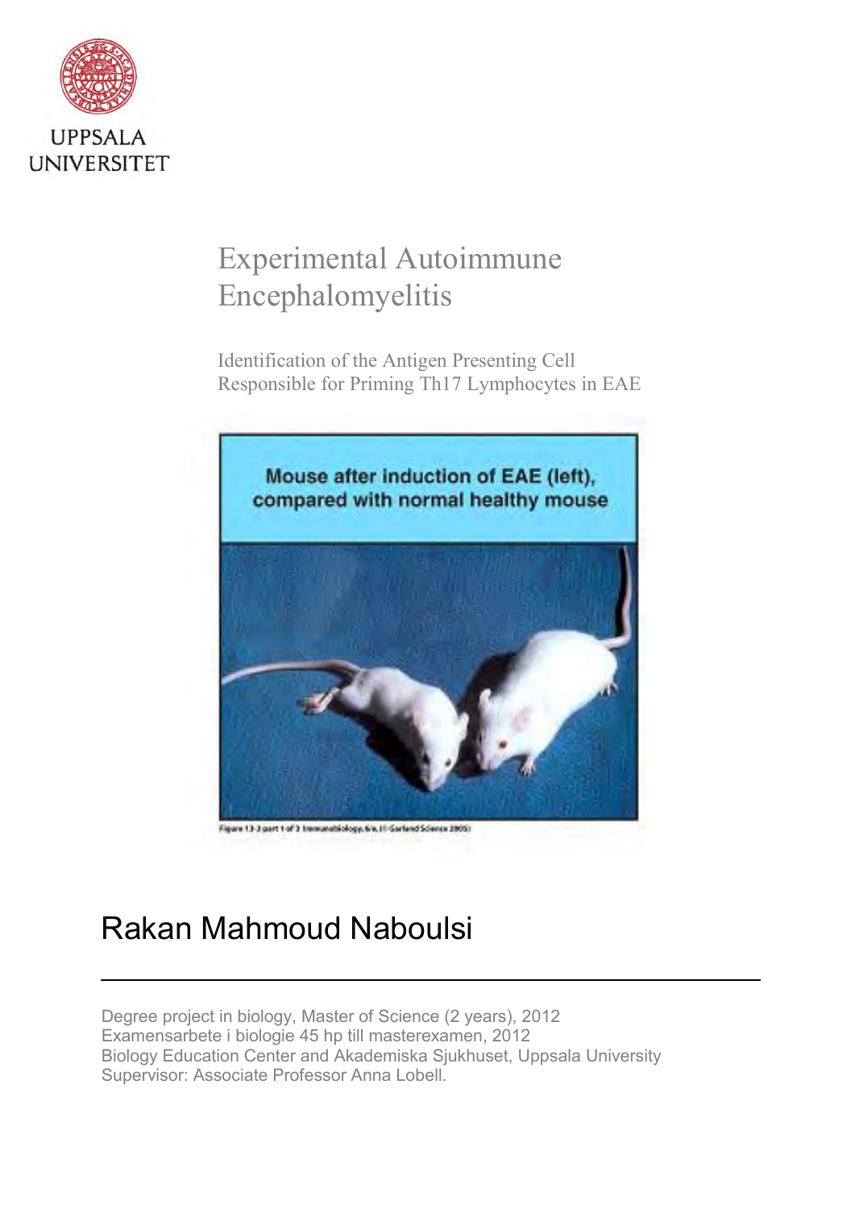UPPSALA UNIVERSITET

# Experimental Autoimmune Encephalomyelitis

## Identification of the Antigen Presenting Cell Responsible for Priming Th17 Lymphocytes in EAE

Mouse after induction of EAE (left), compared with normal healthy mouse

Figure 13-3 part 1 of 3 Immunobiology, 6/e. (© Garland Science 2005)

# Rakan Mahmoud Naboulsi

---

Degree project in biology, Master of Science (2 years), 2012
Examensarbete i biologie 45 hp till masterexamen, 2012
Biology Education Center and Akademiska Sjukhuset, Uppsala University
Supervisor: Associate Professor Anna Lobell.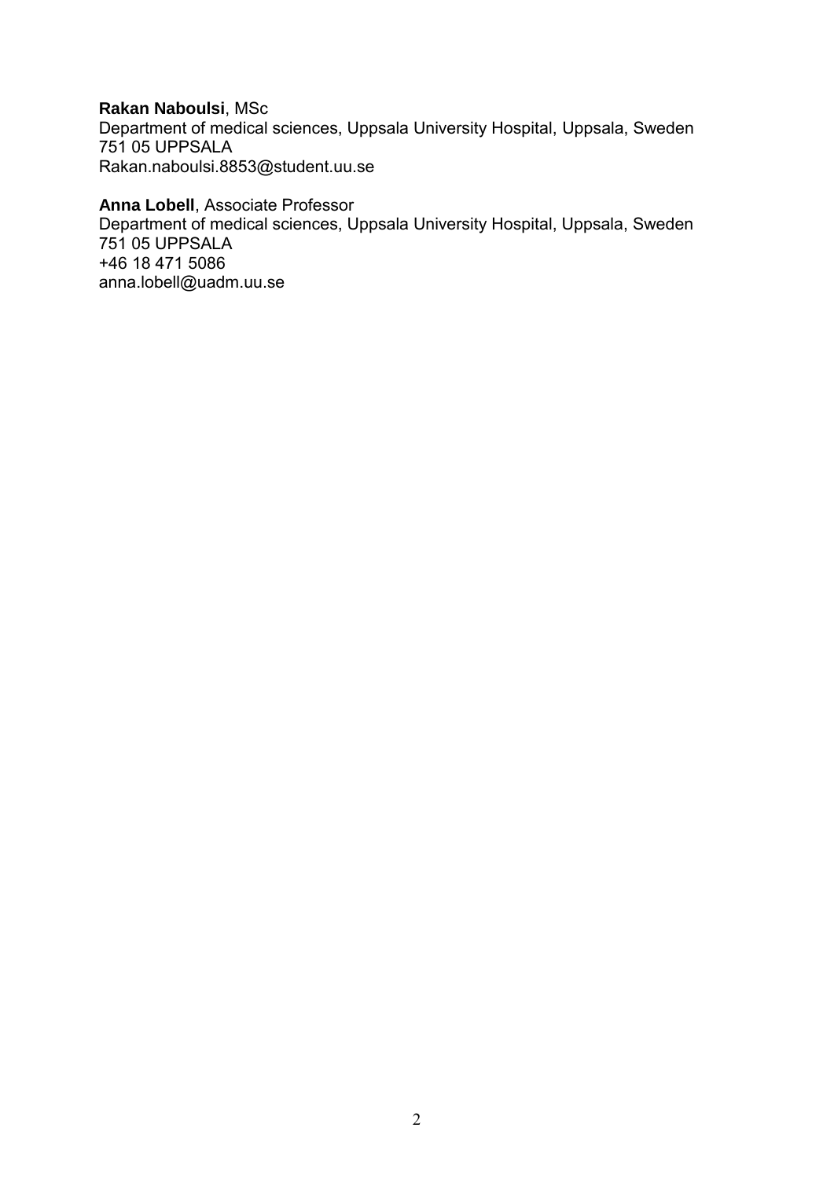**Rakan Naboulsi**, MSc
Department of medical sciences, Uppsala University Hospital, Uppsala, Sweden
751 05 UPPSALA
Rakan.naboulsi.8853@student.uu.se

**Anna Lobell**, Associate Professor
Department of medical sciences, Uppsala University Hospital, Uppsala, Sweden
751 05 UPPSALA
+46 18 471 5086
anna.lobell@uadm.uu.se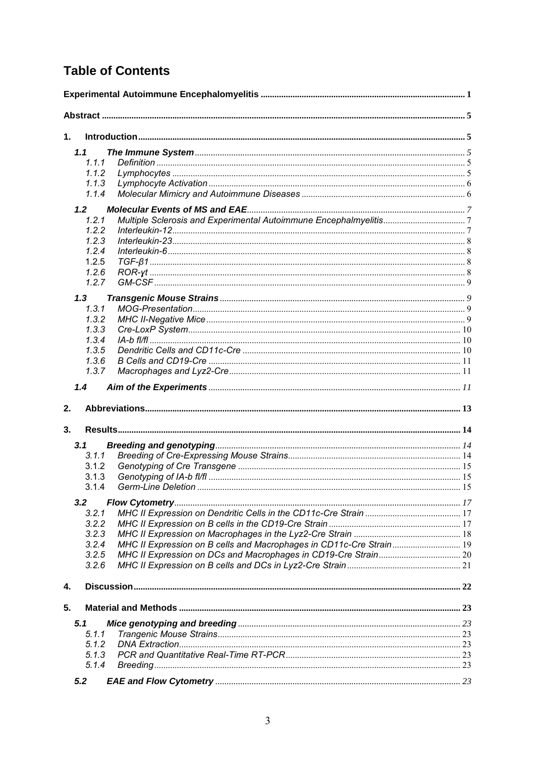# Table of Contents

Experimental Autoimmune Encephalomyelitis ........................................................................................ 1

Abstract .............................................................................................................................................. 5

1. Introduction ...................................................................................................................................... 5

- 1.1 The Immune System ..................................................................................................................... 5
  - 1.1.1 Definition ................................................................................................................................ 5
  - 1.1.2 Lymphocytes ........................................................................................................................... 5
  - 1.1.3 Lymphocyte Activation ............................................................................................................. 6
  - 1.1.4 Molecular Mimicry and Autoimmune Diseases ........................................................................ 6
- 1.2 Molecular Events of MS and EAE ................................................................................................. 7
  - 1.2.1 Multiple Sclerosis and Experimental Autoimmune Encephalmyelitis ....................................... 7
  - 1.2.2 Interleukin-12 ........................................................................................................................... 7
  - 1.2.3 Interleukin-23 ........................................................................................................................... 8
  - 1.2.4 Interleukin-6 ............................................................................................................................. 8
  - 1.2.5 TGF-β1 ..................................................................................................................................... 8
  - 1.2.6 ROR-γt ...................................................................................................................................... 8
  - 1.2.7 GM-CSF .................................................................................................................................... 9
- 1.3 Transgenic Mouse Strains ............................................................................................................ 9
  - 1.3.1 MOG-Presentation ................................................................................................................... 9
  - 1.3.2 MHC II-Negative Mice ............................................................................................................... 9
  - 1.3.3 Cre-LoxP System ..................................................................................................................... 10
  - 1.3.4 IA-b fl/fl .................................................................................................................................... 10
  - 1.3.5 Dendritic Cells and CD11c-Cre ............................................................................................... 10
  - 1.3.6 B Cells and CD19-Cre .............................................................................................................. 11
  - 1.3.7 Macrophages and Lyz2-Cre ..................................................................................................... 11
- 1.4 Aim of the Experiments ............................................................................................................... 11

2. Abbreviations .................................................................................................................................. 13

3. Results ............................................................................................................................................. 14

- 3.1 Breeding and genotyping ............................................................................................................. 14
  - 3.1.1 Breeding of Cre-Expressing Mouse Strains ............................................................................. 14
  - 3.1.2 Genotyping of Cre Transgene .................................................................................................. 15
  - 3.1.3 Genotyping of IA-b fl/fl ............................................................................................................ 15
  - 3.1.4 Germ-Line Deletion .................................................................................................................. 15
- 3.2 Flow Cytometry ............................................................................................................................ 17
  - 3.2.1 MHC II Expression on Dendritic Cells in the CD11c-Cre Strain .............................................. 17
  - 3.2.2 MHC II Expression on B cells in the CD19-Cre Strain .............................................................. 17
  - 3.2.3 MHC II Expression on Macrophages in the Lyz2-Cre Strain .................................................... 18
  - 3.2.4 MHC II Expression on B cells and Macrophages in CD11c-Cre Strain .................................... 19
  - 3.2.5 MHC II Expression on DCs and Macrophages in CD19-Cre Strain .......................................... 20
  - 3.2.6 MHC II Expression on B cells and DCs in Lyz2-Cre Strain ...................................................... 21

4. Discussion ........................................................................................................................................ 22

5. Material and Methods ...................................................................................................................... 23

- 5.1 Mice genotyping and breeding ..................................................................................................... 23
  - 5.1.1 Trangenic Mouse Strains .......................................................................................................... 23
  - 5.1.2 DNA Extraction .......................................................................................................................... 23
  - 5.1.3 PCR and Quantitative Real-Time RT-PCR ................................................................................ 23
  - 5.1.4 Breeding .................................................................................................................................... 23
- 5.2 EAE and Flow Cytometry .............................................................................................................. 23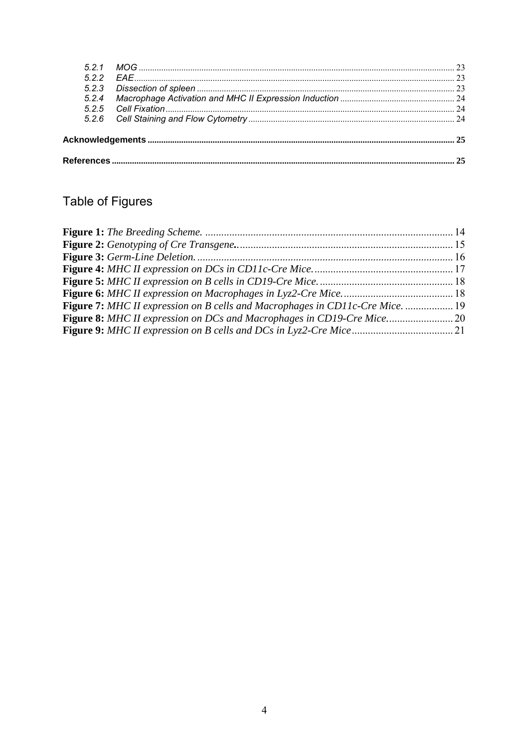- 5.2.1 *MOG* ........ 23
- 5.2.2 *EAE* ........ 23
- 5.2.3 *Dissection of spleen* ........ 23
- 5.2.4 *Macrophage Activation and MHC II Expression Induction* ........ 24
- 5.2.5 *Cell Fixation* ........ 24
- 5.2.6 *Cell Staining and Flow Cytometry* ........ 24

**Acknowledgements** ........ 25

**References** ........ 25

## Table of Figures

**Figure 1:** *The Breeding Scheme.* ........ 14
**Figure 2:** *Genotyping of Cre Transgene.***.** ........ 15
**Figure 3:** *Germ-Line Deletion.* ........ 16
**Figure 4:** *MHC II expression on DCs in CD11c-Cre Mice.* ........ 17
**Figure 5:** *MHC II expression on B cells in CD19-Cre Mice.* ........ 18
**Figure 6:** *MHC II expression on Macrophages in Lyz2-Cre Mice.* ........ 18
**Figure 7:** *MHC II expression on B cells and Macrophages in CD11c-Cre Mice.* ........ 19
**Figure 8:** *MHC II expression on DCs and Macrophages in CD19-Cre Mice.* ........ 20
**Figure 9:** *MHC II expression on B cells and DCs in Lyz2-Cre Mice* ........ 21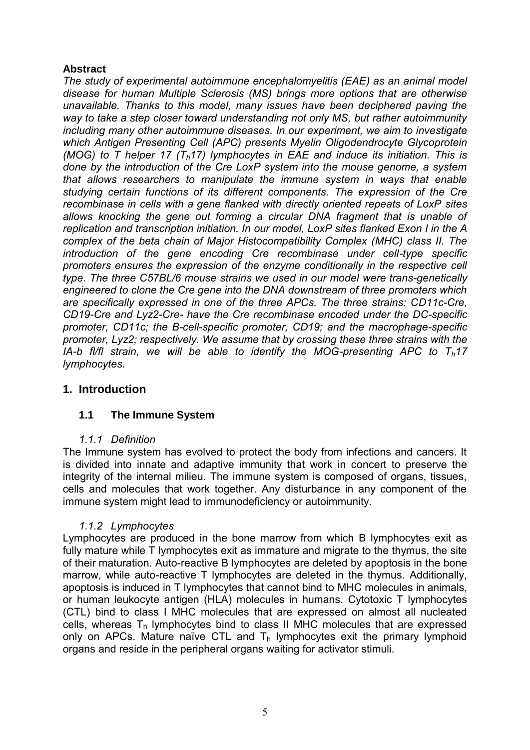## Abstract

*The study of experimental autoimmune encephalomyelitis (EAE) as an animal model disease for human Multiple Sclerosis (MS) brings more options that are otherwise unavailable. Thanks to this model, many issues have been deciphered paving the way to take a step closer toward understanding not only MS, but rather autoimmunity including many other autoimmune diseases. In our experiment, we aim to investigate which Antigen Presenting Cell (APC) presents Myelin Oligodendrocyte Glycoprotein (MOG) to T helper 17 ($T_h$17) lymphocytes in EAE and induce its initiation. This is done by the introduction of the Cre LoxP system into the mouse genome, a system that allows researchers to manipulate the immune system in ways that enable studying certain functions of its different components. The expression of the Cre recombinase in cells with a gene flanked with directly oriented repeats of LoxP sites allows knocking the gene out forming a circular DNA fragment that is unable of replication and transcription initiation. In our model, LoxP sites flanked Exon I in the A complex of the beta chain of Major Histocompatibility Complex (MHC) class II. The introduction of the gene encoding Cre recombinase under cell-type specific promoters ensures the expression of the enzyme conditionally in the respective cell type. The three C57BL/6 mouse strains we used in our model were trans-genetically engineered to clone the Cre gene into the DNA downstream of three promoters which are specifically expressed in one of the three APCs. The three strains: CD11c-Cre, CD19-Cre and Lyz2-Cre- have the Cre recombinase encoded under the DC-specific promoter, CD11c; the B-cell-specific promoter, CD19; and the macrophage-specific promoter, Lyz2; respectively. We assume that by crossing these three strains with the IA-b fl/fl strain, we will be able to identify the MOG-presenting APC to $T_h$17 lymphocytes.*

## 1. Introduction

### 1.1 The Immune System

#### *1.1.1 Definition*

The Immune system has evolved to protect the body from infections and cancers. It is divided into innate and adaptive immunity that work in concert to preserve the integrity of the internal milieu. The immune system is composed of organs, tissues, cells and molecules that work together. Any disturbance in any component of the immune system might lead to immunodeficiency or autoimmunity.

#### *1.1.2 Lymphocytes*

Lymphocytes are produced in the bone marrow from which B lymphocytes exit as fully mature while T lymphocytes exit as immature and migrate to the thymus, the site of their maturation. Auto-reactive B lymphocytes are deleted by apoptosis in the bone marrow, while auto-reactive T lymphocytes are deleted in the thymus. Additionally, apoptosis is induced in T lymphocytes that cannot bind to MHC molecules in animals, or human leukocyte antigen (HLA) molecules in humans. Cytotoxic T lymphocytes (CTL) bind to class I MHC molecules that are expressed on almost all nucleated cells, whereas $T_h$ lymphocytes bind to class II MHC molecules that are expressed only on APCs. Mature naïve CTL and $T_h$ lymphocytes exit the primary lymphoid organs and reside in the peripheral organs waiting for activator stimuli.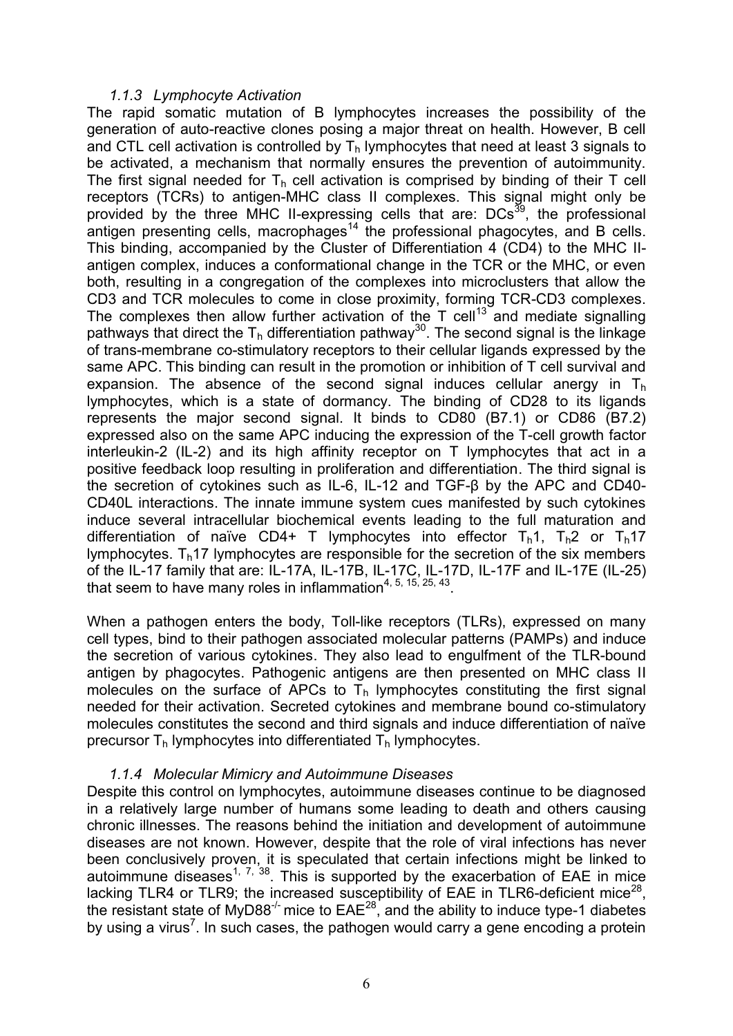### 1.1.3 Lymphocyte Activation

The rapid somatic mutation of B lymphocytes increases the possibility of the generation of auto-reactive clones posing a major threat on health. However, B cell and CTL cell activation is controlled by $T_h$ lymphocytes that need at least 3 signals to be activated, a mechanism that normally ensures the prevention of autoimmunity. The first signal needed for $T_h$ cell activation is comprised by binding of their T cell receptors (TCRs) to antigen-MHC class II complexes. This signal might only be provided by the three MHC II-expressing cells that are: DCs[39], the professional antigen presenting cells, macrophages[14] the professional phagocytes, and B cells. This binding, accompanied by the Cluster of Differentiation 4 (CD4) to the MHC II-antigen complex, induces a conformational change in the TCR or the MHC, or even both, resulting in a congregation of the complexes into microclusters that allow the CD3 and TCR molecules to come in close proximity, forming TCR-CD3 complexes. The complexes then allow further activation of the T cell[13] and mediate signalling pathways that direct the $T_h$ differentiation pathway[30]. The second signal is the linkage of trans-membrane co-stimulatory receptors to their cellular ligands expressed by the same APC. This binding can result in the promotion or inhibition of T cell survival and expansion. The absence of the second signal induces cellular anergy in $T_h$ lymphocytes, which is a state of dormancy. The binding of CD28 to its ligands represents the major second signal. It binds to CD80 (B7.1) or CD86 (B7.2) expressed also on the same APC inducing the expression of the T-cell growth factor interleukin-2 (IL-2) and its high affinity receptor on T lymphocytes that act in a positive feedback loop resulting in proliferation and differentiation. The third signal is the secretion of cytokines such as IL-6, IL-12 and TGF-β by the APC and CD40-CD40L interactions. The innate immune system cues manifested by such cytokines induce several intracellular biochemical events leading to the full maturation and differentiation of naïve CD4+ T lymphocytes into effector $T_h1$, $T_h2$ or $T_h17$ lymphocytes. $T_h17$ lymphocytes are responsible for the secretion of the six members of the IL-17 family that are: IL-17A, IL-17B, IL-17C, IL-17D, IL-17F and IL-17E (IL-25) that seem to have many roles in inflammation[4, 5, 15, 25, 43].

When a pathogen enters the body, Toll-like receptors (TLRs), expressed on many cell types, bind to their pathogen associated molecular patterns (PAMPs) and induce the secretion of various cytokines. They also lead to engulfment of the TLR-bound antigen by phagocytes. Pathogenic antigens are then presented on MHC class II molecules on the surface of APCs to $T_h$ lymphocytes constituting the first signal needed for their activation. Secreted cytokines and membrane bound co-stimulatory molecules constitutes the second and third signals and induce differentiation of naïve precursor $T_h$ lymphocytes into differentiated $T_h$ lymphocytes.

### 1.1.4 Molecular Mimicry and Autoimmune Diseases

Despite this control on lymphocytes, autoimmune diseases continue to be diagnosed in a relatively large number of humans some leading to death and others causing chronic illnesses. The reasons behind the initiation and development of autoimmune diseases are not known. However, despite that the role of viral infections has never been conclusively proven, it is speculated that certain infections might be linked to autoimmune diseases[1, 7, 38]. This is supported by the exacerbation of EAE in mice lacking TLR4 or TLR9; the increased susceptibility of EAE in TLR6-deficient mice[28], the resistant state of MyD88$^{-/-}$ mice to EAE[28], and the ability to induce type-1 diabetes by using a virus[7]. In such cases, the pathogen would carry a gene encoding a protein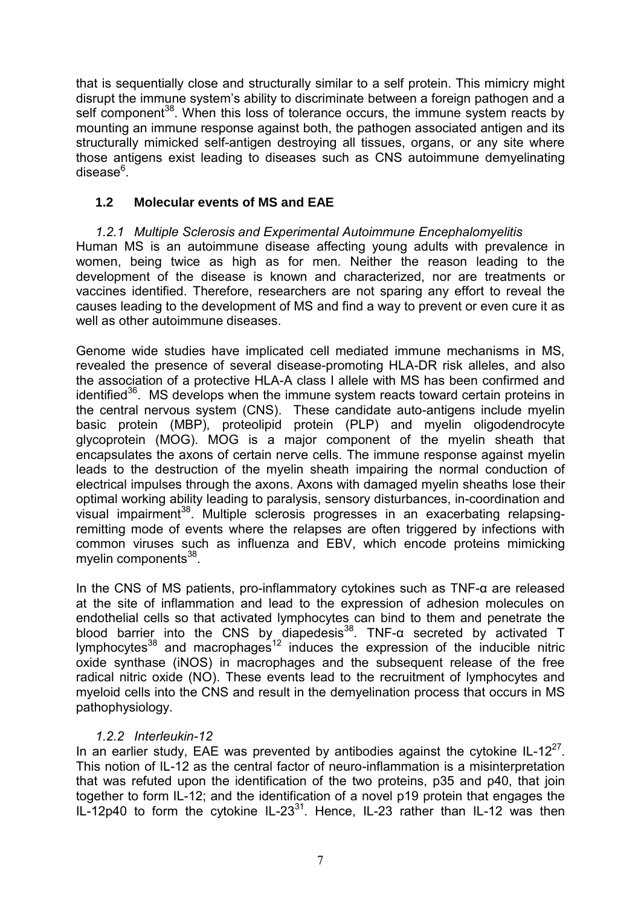that is sequentially close and structurally similar to a self protein. This mimicry might disrupt the immune system's ability to discriminate between a foreign pathogen and a self component[38]. When this loss of tolerance occurs, the immune system reacts by mounting an immune response against both, the pathogen associated antigen and its structurally mimicked self-antigen destroying all tissues, organs, or any site where those antigens exist leading to diseases such as CNS autoimmune demyelinating disease[6].

## 1.2 Molecular events of MS and EAE

### *1.2.1 Multiple Sclerosis and Experimental Autoimmune Encephalomyelitis*

Human MS is an autoimmune disease affecting young adults with prevalence in women, being twice as high as for men. Neither the reason leading to the development of the disease is known and characterized, nor are treatments or vaccines identified. Therefore, researchers are not sparing any effort to reveal the causes leading to the development of MS and find a way to prevent or even cure it as well as other autoimmune diseases.

Genome wide studies have implicated cell mediated immune mechanisms in MS, revealed the presence of several disease-promoting HLA-DR risk alleles, and also the association of a protective HLA-A class I allele with MS has been confirmed and identified[36]. MS develops when the immune system reacts toward certain proteins in the central nervous system (CNS). These candidate auto-antigens include myelin basic protein (MBP), proteolipid protein (PLP) and myelin oligodendrocyte glycoprotein (MOG). MOG is a major component of the myelin sheath that encapsulates the axons of certain nerve cells. The immune response against myelin leads to the destruction of the myelin sheath impairing the normal conduction of electrical impulses through the axons. Axons with damaged myelin sheaths lose their optimal working ability leading to paralysis, sensory disturbances, in-coordination and visual impairment[38]. Multiple sclerosis progresses in an exacerbating relapsing-remitting mode of events where the relapses are often triggered by infections with common viruses such as influenza and EBV, which encode proteins mimicking myelin components[38].

In the CNS of MS patients, pro-inflammatory cytokines such as TNF-α are released at the site of inflammation and lead to the expression of adhesion molecules on endothelial cells so that activated lymphocytes can bind to them and penetrate the blood barrier into the CNS by diapedesis[38]. TNF-α secreted by activated T lymphocytes[38] and macrophages[12] induces the expression of the inducible nitric oxide synthase (iNOS) in macrophages and the subsequent release of the free radical nitric oxide (NO). These events lead to the recruitment of lymphocytes and myeloid cells into the CNS and result in the demyelination process that occurs in MS pathophysiology.

### *1.2.2 Interleukin-12*

In an earlier study, EAE was prevented by antibodies against the cytokine IL-12[27]. This notion of IL-12 as the central factor of neuro-inflammation is a misinterpretation that was refuted upon the identification of the two proteins, p35 and p40, that join together to form IL-12; and the identification of a novel p19 protein that engages the IL-12p40 to form the cytokine IL-23[31]. Hence, IL-23 rather than IL-12 was then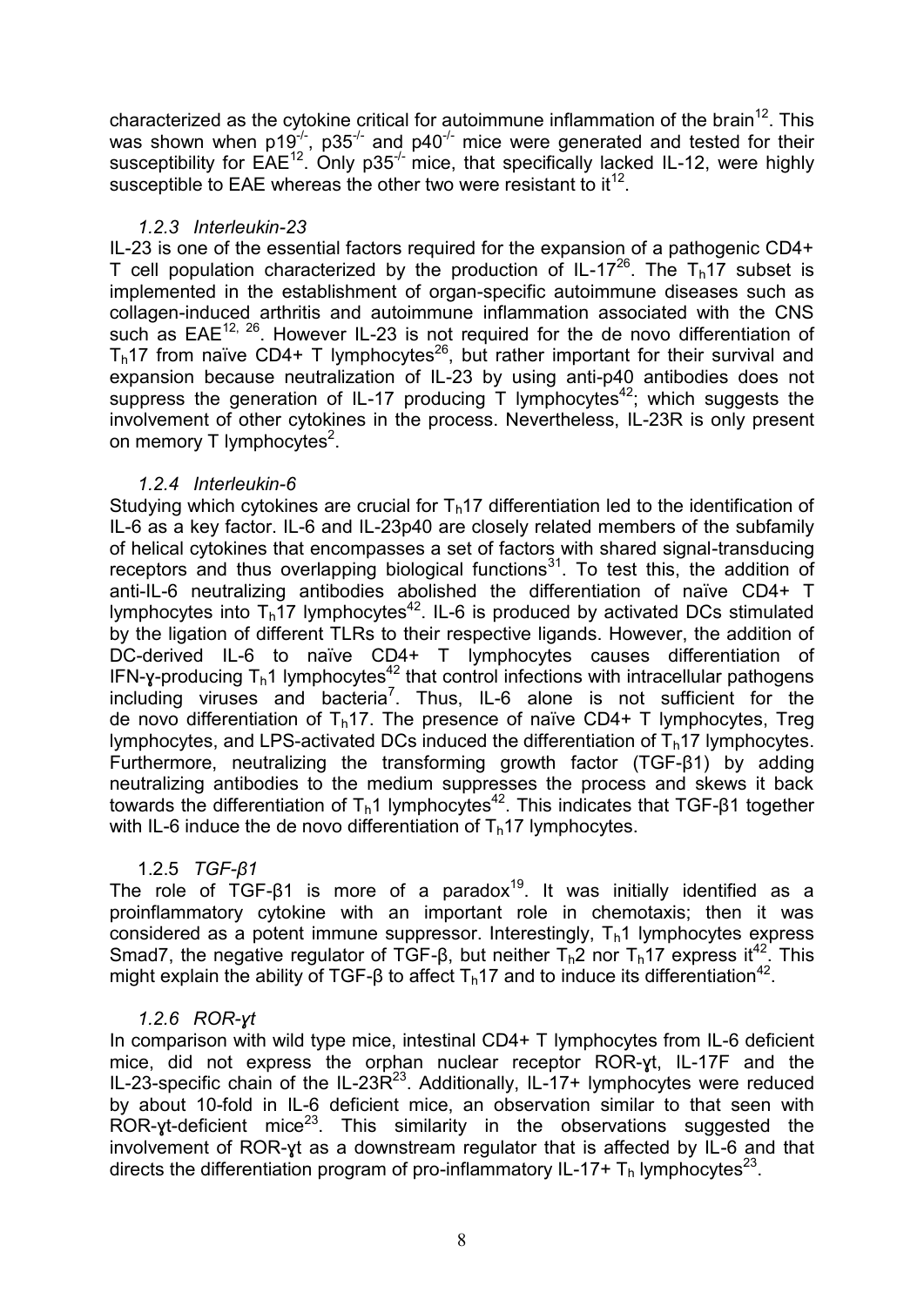characterized as the cytokine critical for autoimmune inflammation of the brain[12]. This was shown when $p19^{-/-}$, $p35^{-/-}$ and $p40^{-/-}$ mice were generated and tested for their susceptibility for EAE[12]. Only $p35^{-/-}$ mice, that specifically lacked IL-12, were highly susceptible to EAE whereas the other two were resistant to it[12].

### *1.2.3 Interleukin-23*

IL-23 is one of the essential factors required for the expansion of a pathogenic CD4+ T cell population characterized by the production of IL-17[26]. The $T_h17$ subset is implemented in the establishment of organ-specific autoimmune diseases such as collagen-induced arthritis and autoimmune inflammation associated with the CNS such as EAE[12, 26]. However IL-23 is not required for the de novo differentiation of $T_h17$ from naïve CD4+ T lymphocytes[26], but rather important for their survival and expansion because neutralization of IL-23 by using anti-p40 antibodies does not suppress the generation of IL-17 producing T lymphocytes[42]; which suggests the involvement of other cytokines in the process. Nevertheless, IL-23R is only present on memory T lymphocytes[2].

### *1.2.4 Interleukin-6*

Studying which cytokines are crucial for $T_h17$ differentiation led to the identification of IL-6 as a key factor. IL-6 and IL-23p40 are closely related members of the subfamily of helical cytokines that encompasses a set of factors with shared signal-transducing receptors and thus overlapping biological functions[31]. To test this, the addition of anti-IL-6 neutralizing antibodies abolished the differentiation of naïve CD4+ T lymphocytes into $T_h17$ lymphocytes[42]. IL-6 is produced by activated DCs stimulated by the ligation of different TLRs to their respective ligands. However, the addition of DC-derived IL-6 to naïve CD4+ T lymphocytes causes differentiation of IFN-γ-producing $T_h1$ lymphocytes[42] that control infections with intracellular pathogens including viruses and bacteria[7]. Thus, IL-6 alone is not sufficient for the de novo differentiation of $T_h17$. The presence of naïve CD4+ T lymphocytes, Treg lymphocytes, and LPS-activated DCs induced the differentiation of $T_h17$ lymphocytes. Furthermore, neutralizing the transforming growth factor (TGF-β1) by adding neutralizing antibodies to the medium suppresses the process and skews it back towards the differentiation of $T_h1$ lymphocytes[42]. This indicates that TGF-β1 together with IL-6 induce the de novo differentiation of $T_h17$ lymphocytes.

### 1.2.5 *TGF-β1*

The role of TGF-β1 is more of a paradox[19]. It was initially identified as a proinflammatory cytokine with an important role in chemotaxis; then it was considered as a potent immune suppressor. Interestingly, $T_h1$ lymphocytes express Smad7, the negative regulator of TGF-β, but neither $T_h2$ nor $T_h17$ express it[42]. This might explain the ability of TGF-β to affect $T_h17$ and to induce its differentiation[42].

### *1.2.6 ROR-γt*

In comparison with wild type mice, intestinal CD4+ T lymphocytes from IL-6 deficient mice, did not express the orphan nuclear receptor ROR-γt, IL-17F and the IL-23-specific chain of the IL-23R[23]. Additionally, IL-17+ lymphocytes were reduced by about 10-fold in IL-6 deficient mice, an observation similar to that seen with ROR-γt-deficient mice[23]. This similarity in the observations suggested the involvement of ROR-γt as a downstream regulator that is affected by IL-6 and that directs the differentiation program of pro-inflammatory IL-17+ $T_h$ lymphocytes[23].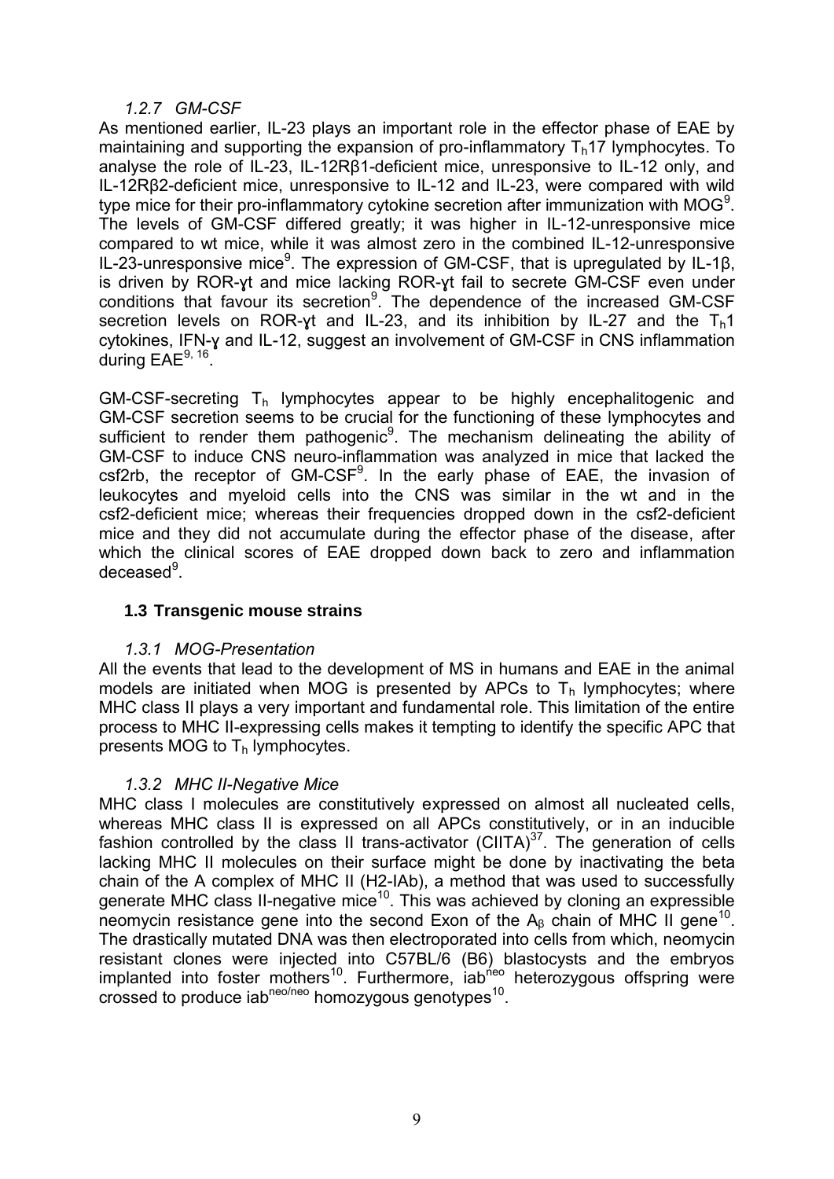### 1.2.7 GM-CSF

As mentioned earlier, IL-23 plays an important role in the effector phase of EAE by maintaining and supporting the expansion of pro-inflammatory $T_h17$ lymphocytes. To analyse the role of IL-23, IL-12Rβ1-deficient mice, unresponsive to IL-12 only, and IL-12Rβ2-deficient mice, unresponsive to IL-12 and IL-23, were compared with wild type mice for their pro-inflammatory cytokine secretion after immunization with MOG[9]. The levels of GM-CSF differed greatly; it was higher in IL-12-unresponsive mice compared to wt mice, while it was almost zero in the combined IL-12-unresponsive IL-23-unresponsive mice[9]. The expression of GM-CSF, that is upregulated by IL-1β, is driven by ROR-ɣt and mice lacking ROR-ɣt fail to secrete GM-CSF even under conditions that favour its secretion[9]. The dependence of the increased GM-CSF secretion levels on ROR-ɣt and IL-23, and its inhibition by IL-27 and the $T_h1$ cytokines, IFN-ɣ and IL-12, suggest an involvement of GM-CSF in CNS inflammation during EAE[9, 16].

GM-CSF-secreting $T_h$ lymphocytes appear to be highly encephalitogenic and GM-CSF secretion seems to be crucial for the functioning of these lymphocytes and sufficient to render them pathogenic[9]. The mechanism delineating the ability of GM-CSF to induce CNS neuro-inflammation was analyzed in mice that lacked the csf2rb, the receptor of GM-CSF[9]. In the early phase of EAE, the invasion of leukocytes and myeloid cells into the CNS was similar in the wt and in the csf2-deficient mice; whereas their frequencies dropped down in the csf2-deficient mice and they did not accumulate during the effector phase of the disease, after which the clinical scores of EAE dropped down back to zero and inflammation deceased[9].

## 1.3 Transgenic mouse strains

### 1.3.1 MOG-Presentation

All the events that lead to the development of MS in humans and EAE in the animal models are initiated when MOG is presented by APCs to $T_h$ lymphocytes; where MHC class II plays a very important and fundamental role. This limitation of the entire process to MHC II-expressing cells makes it tempting to identify the specific APC that presents MOG to $T_h$ lymphocytes.

### 1.3.2 MHC II-Negative Mice

MHC class I molecules are constitutively expressed on almost all nucleated cells, whereas MHC class II is expressed on all APCs constitutively, or in an inducible fashion controlled by the class II trans-activator (CIITA)[37]. The generation of cells lacking MHC II molecules on their surface might be done by inactivating the beta chain of the A complex of MHC II (H2-IAb), a method that was used to successfully generate MHC class II-negative mice[10]. This was achieved by cloning an expressible neomycin resistance gene into the second Exon of the $A_\beta$ chain of MHC II gene[10]. The drastically mutated DNA was then electroporated into cells from which, neomycin resistant clones were injected into C57BL/6 (B6) blastocysts and the embryos implanted into foster mothers[10]. Furthermore, $iab^{neo}$ heterozygous offspring were crossed to produce $iab^{neo/neo}$ homozygous genotypes[10].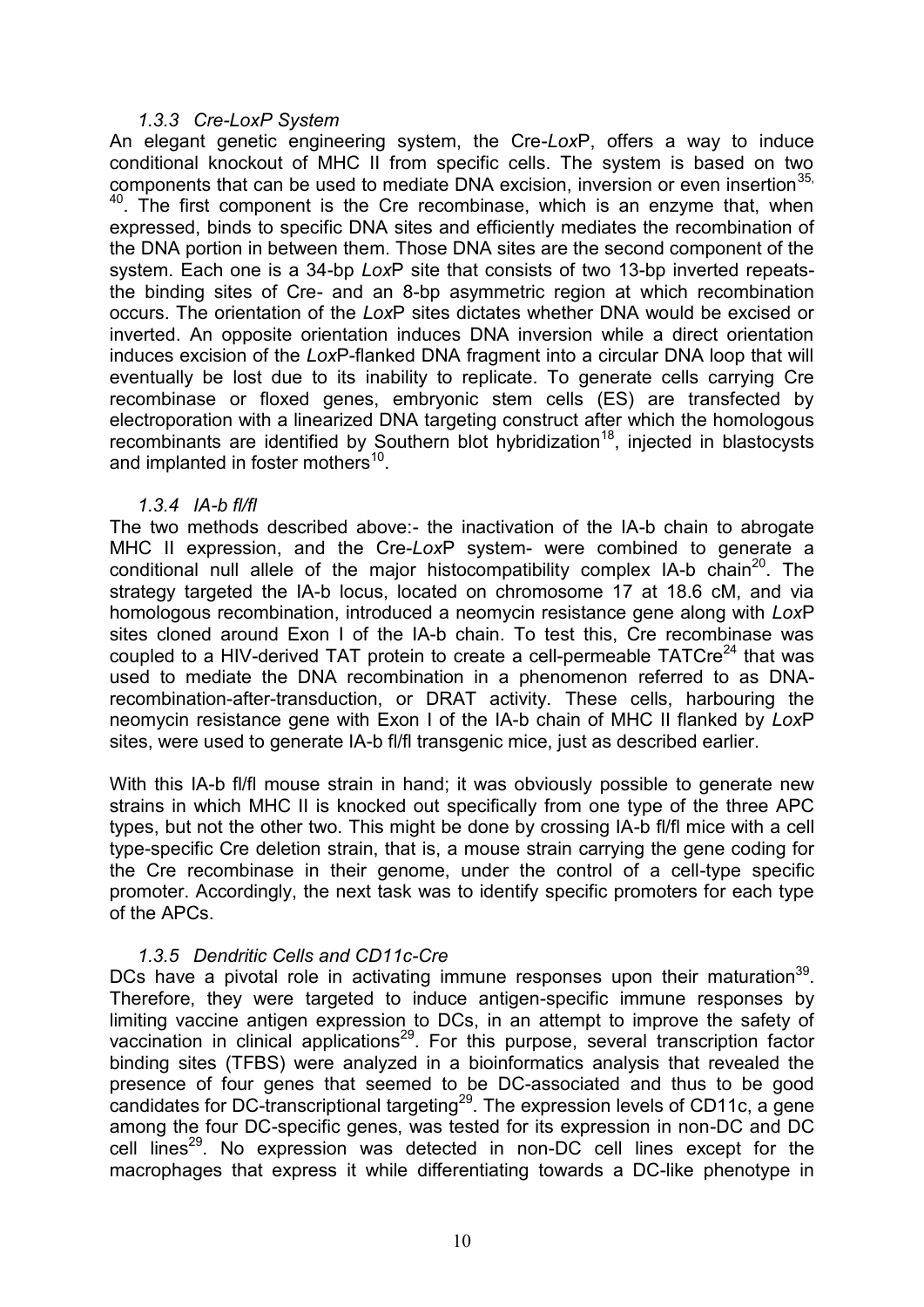### 1.3.3 Cre-*Lox*P System

An elegant genetic engineering system, the Cre-*Lox*P, offers a way to induce conditional knockout of MHC II from specific cells. The system is based on two components that can be used to mediate DNA excision, inversion or even insertion[35, 40]. The first component is the Cre recombinase, which is an enzyme that, when expressed, binds to specific DNA sites and efficiently mediates the recombination of the DNA portion in between them. Those DNA sites are the second component of the system. Each one is a 34-bp *Lox*P site that consists of two 13-bp inverted repeats- the binding sites of Cre- and an 8-bp asymmetric region at which recombination occurs. The orientation of the *Lox*P sites dictates whether DNA would be excised or inverted. An opposite orientation induces DNA inversion while a direct orientation induces excision of the *Lox*P-flanked DNA fragment into a circular DNA loop that will eventually be lost due to its inability to replicate. To generate cells carrying Cre recombinase or floxed genes, embryonic stem cells (ES) are transfected by electroporation with a linearized DNA targeting construct after which the homologous recombinants are identified by Southern blot hybridization[18], injected in blastocysts and implanted in foster mothers[10].

### 1.3.4 IA-b fl/fl

The two methods described above:- the inactivation of the IA-b chain to abrogate MHC II expression, and the Cre-*Lox*P system- were combined to generate a conditional null allele of the major histocompatibility complex IA-b chain[20]. The strategy targeted the IA-b locus, located on chromosome 17 at 18.6 cM, and via homologous recombination, introduced a neomycin resistance gene along with *Lox*P sites cloned around Exon I of the IA-b chain. To test this, Cre recombinase was coupled to a HIV-derived TAT protein to create a cell-permeable TATCre[24] that was used to mediate the DNA recombination in a phenomenon referred to as DNA-recombination-after-transduction, or DRAT activity. These cells, harbouring the neomycin resistance gene with Exon I of the IA-b chain of MHC II flanked by *Lox*P sites, were used to generate IA-b fl/fl transgenic mice, just as described earlier.

With this IA-b fl/fl mouse strain in hand; it was obviously possible to generate new strains in which MHC II is knocked out specifically from one type of the three APC types, but not the other two. This might be done by crossing IA-b fl/fl mice with a cell type-specific Cre deletion strain, that is, a mouse strain carrying the gene coding for the Cre recombinase in their genome, under the control of a cell-type specific promoter. Accordingly, the next task was to identify specific promoters for each type of the APCs.

### 1.3.5 Dendritic Cells and CD11c-Cre

DCs have a pivotal role in activating immune responses upon their maturation[39]. Therefore, they were targeted to induce antigen-specific immune responses by limiting vaccine antigen expression to DCs, in an attempt to improve the safety of vaccination in clinical applications[29]. For this purpose, several transcription factor binding sites (TFBS) were analyzed in a bioinformatics analysis that revealed the presence of four genes that seemed to be DC-associated and thus to be good candidates for DC-transcriptional targeting[29]. The expression levels of CD11c, a gene among the four DC-specific genes, was tested for its expression in non-DC and DC cell lines[29]. No expression was detected in non-DC cell lines except for the macrophages that express it while differentiating towards a DC-like phenotype in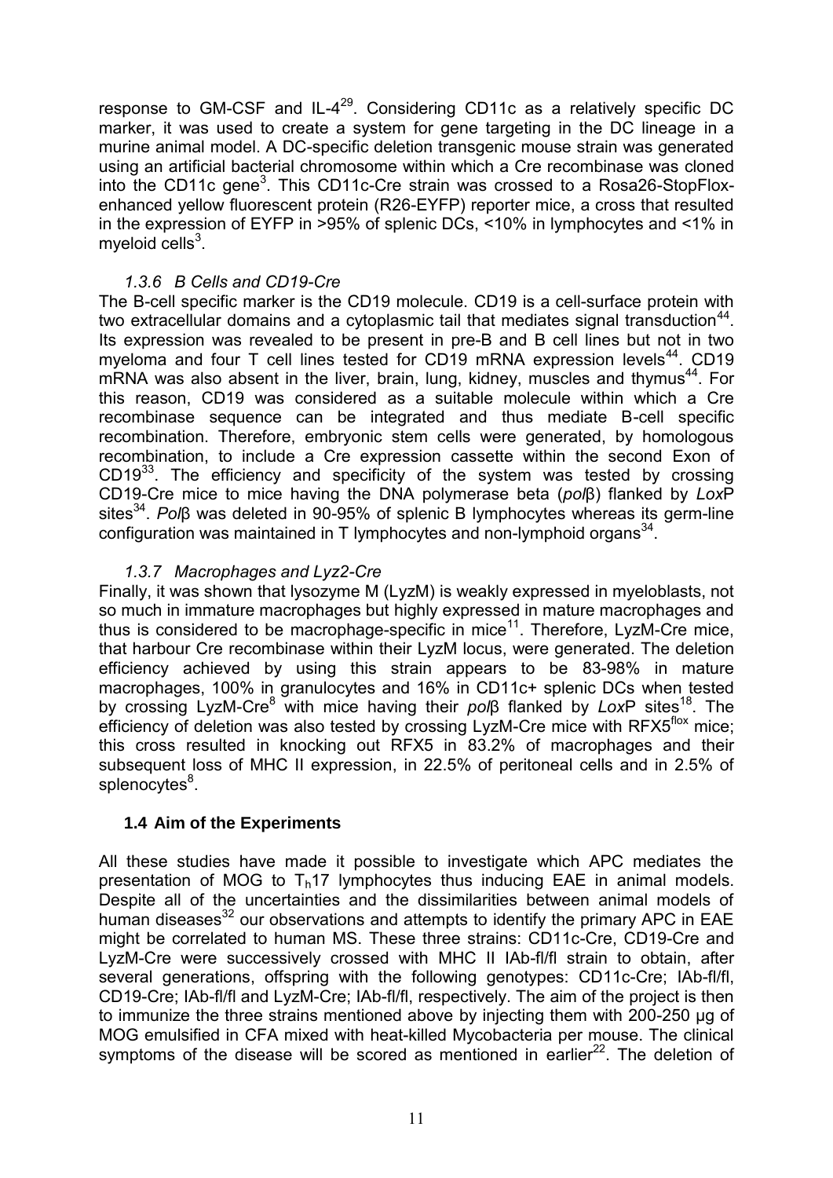response to GM-CSF and IL-4[29]. Considering CD11c as a relatively specific DC marker, it was used to create a system for gene targeting in the DC lineage in a murine animal model. A DC-specific deletion transgenic mouse strain was generated using an artificial bacterial chromosome within which a Cre recombinase was cloned into the CD11c gene[3]. This CD11c-Cre strain was crossed to a Rosa26-StopFlox-enhanced yellow fluorescent protein (R26-EYFP) reporter mice, a cross that resulted in the expression of EYFP in >95% of splenic DCs, <10% in lymphocytes and <1% in myeloid cells[3].

### *1.3.6 B Cells and CD19-Cre*

The B-cell specific marker is the CD19 molecule. CD19 is a cell-surface protein with two extracellular domains and a cytoplasmic tail that mediates signal transduction[44]. Its expression was revealed to be present in pre-B and B cell lines but not in two myeloma and four T cell lines tested for CD19 mRNA expression levels[44]. CD19 mRNA was also absent in the liver, brain, lung, kidney, muscles and thymus[44]. For this reason, CD19 was considered as a suitable molecule within which a Cre recombinase sequence can be integrated and thus mediate B-cell specific recombination. Therefore, embryonic stem cells were generated, by homologous recombination, to include a Cre expression cassette within the second Exon of CD19[33]. The efficiency and specificity of the system was tested by crossing CD19-Cre mice to mice having the DNA polymerase beta (*pol*β) flanked by *Lox*P sites[34]. *Pol*β was deleted in 90-95% of splenic B lymphocytes whereas its germ-line configuration was maintained in T lymphocytes and non-lymphoid organs[34].

### *1.3.7 Macrophages and Lyz2-Cre*

Finally, it was shown that lysozyme M (LyzM) is weakly expressed in myeloblasts, not so much in immature macrophages but highly expressed in mature macrophages and thus is considered to be macrophage-specific in mice[11]. Therefore, LyzM-Cre mice, that harbour Cre recombinase within their LyzM locus, were generated. The deletion efficiency achieved by using this strain appears to be 83-98% in mature macrophages, 100% in granulocytes and 16% in CD11c+ splenic DCs when tested by crossing LyzM-Cre[8] with mice having their *pol*β flanked by *Lox*P sites[18]. The efficiency of deletion was also tested by crossing LyzM-Cre mice with RFX5$^{flox}$ mice; this cross resulted in knocking out RFX5 in 83.2% of macrophages and their subsequent loss of MHC II expression, in 22.5% of peritoneal cells and in 2.5% of splenocytes[8].

## 1.4 Aim of the Experiments

All these studies have made it possible to investigate which APC mediates the presentation of MOG to $T_h17$ lymphocytes thus inducing EAE in animal models. Despite all of the uncertainties and the dissimilarities between animal models of human diseases[32] our observations and attempts to identify the primary APC in EAE might be correlated to human MS. These three strains: CD11c-Cre, CD19-Cre and LyzM-Cre were successively crossed with MHC II IAb-fl/fl strain to obtain, after several generations, offspring with the following genotypes: CD11c-Cre; IAb-fl/fl, CD19-Cre; IAb-fl/fl and LyzM-Cre; IAb-fl/fl, respectively. The aim of the project is then to immunize the three strains mentioned above by injecting them with 200-250 µg of MOG emulsified in CFA mixed with heat-killed Mycobacteria per mouse. The clinical symptoms of the disease will be scored as mentioned in earlier[22]. The deletion of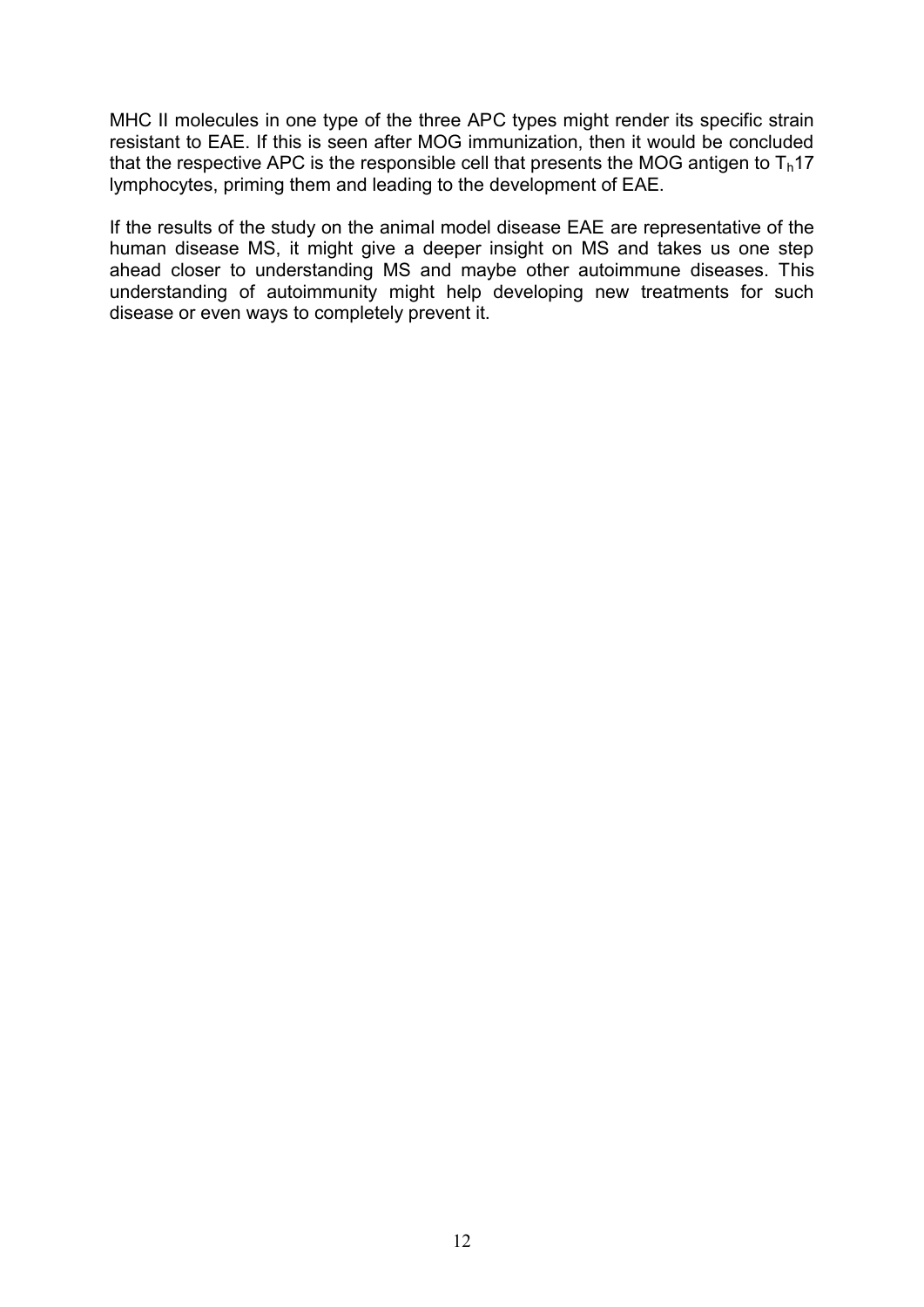MHC II molecules in one type of the three APC types might render its specific strain resistant to EAE. If this is seen after MOG immunization, then it would be concluded that the respective APC is the responsible cell that presents the MOG antigen to $T_h17$ lymphocytes, priming them and leading to the development of EAE.

If the results of the study on the animal model disease EAE are representative of the human disease MS, it might give a deeper insight on MS and takes us one step ahead closer to understanding MS and maybe other autoimmune diseases. This understanding of autoimmunity might help developing new treatments for such disease or even ways to completely prevent it.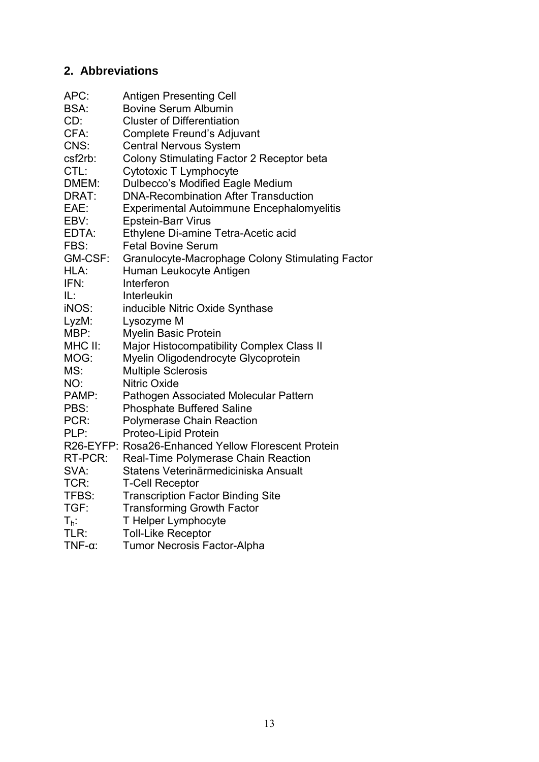## 2. Abbreviations

APC: Antigen Presenting Cell
BSA: Bovine Serum Albumin
CD: Cluster of Differentiation
CFA: Complete Freund's Adjuvant
CNS: Central Nervous System
csf2rb: Colony Stimulating Factor 2 Receptor beta
CTL: Cytotoxic T Lymphocyte
DMEM: Dulbecco's Modified Eagle Medium
DRAT: DNA-Recombination After Transduction
EAE: Experimental Autoimmune Encephalomyelitis
EBV: Epstein-Barr Virus
EDTA: Ethylene Di-amine Tetra-Acetic acid
FBS: Fetal Bovine Serum
GM-CSF: Granulocyte-Macrophage Colony Stimulating Factor
HLA: Human Leukocyte Antigen
IFN: Interferon
IL: Interleukin
iNOS: inducible Nitric Oxide Synthase
LyzM: Lysozyme M
MBP: Myelin Basic Protein
MHC II: Major Histocompatibility Complex Class II
MOG: Myelin Oligodendrocyte Glycoprotein
MS: Multiple Sclerosis
NO: Nitric Oxide
PAMP: Pathogen Associated Molecular Pattern
PBS: Phosphate Buffered Saline
PCR: Polymerase Chain Reaction
PLP: Proteo-Lipid Protein
R26-EYFP: Rosa26-Enhanced Yellow Florescent Protein
RT-PCR: Real-Time Polymerase Chain Reaction
SVA: Statens Veterinärmediciniska Ansualt
TCR: T-Cell Receptor
TFBS: Transcription Factor Binding Site
TGF: Transforming Growth Factor
$T_h$: T Helper Lymphocyte
TLR: Toll-Like Receptor
TNF-α: Tumor Necrosis Factor-Alpha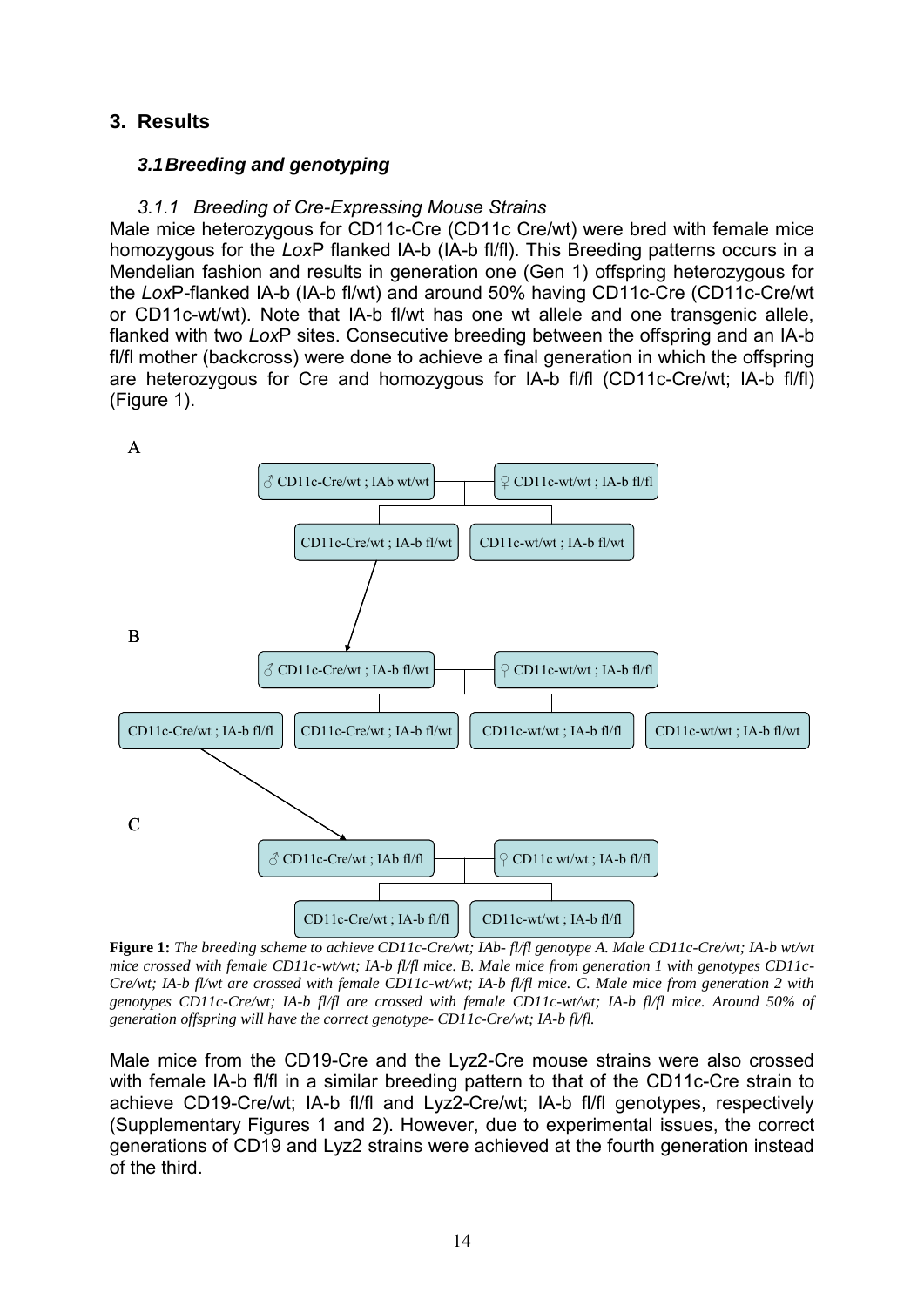# 3. Results

## *3.1 Breeding and genotyping*

### *3.1.1 Breeding of Cre-Expressing Mouse Strains*

Male mice heterozygous for CD11c-Cre (CD11c Cre/wt) were bred with female mice homozygous for the *Lox*P flanked IA-b (IA-b fl/fl). This Breeding patterns occurs in a Mendelian fashion and results in generation one (Gen 1) offspring heterozygous for the *Lox*P-flanked IA-b (IA-b fl/wt) and around 50% having CD11c-Cre (CD11c-Cre/wt or CD11c-wt/wt). Note that IA-b fl/wt has one wt allele and one transgenic allele, flanked with two *Lox*P sites. Consecutive breeding between the offspring and an IA-b fl/fl mother (backcross) were done to achieve a final generation in which the offspring are heterozygous for Cre and homozygous for IA-b fl/fl (CD11c-Cre/wt; IA-b fl/fl) (Figure 1).

A

♂ CD11c-Cre/wt ; IAb wt/wt — ♀ CD11c-wt/wt ; IA-b fl/fl

CD11c-Cre/wt ; IA-b fl/wt | CD11c-wt/wt ; IA-b fl/wt

B

♂ CD11c-Cre/wt ; IA-b fl/wt — ♀ CD11c-wt/wt ; IA-b fl/fl

CD11c-Cre/wt ; IA-b fl/fl | CD11c-Cre/wt ; IA-b fl/wt | CD11c-wt/wt ; IA-b fl/fl | CD11c-wt/wt ; IA-b fl/wt

C

♂ CD11c-Cre/wt ; IAb fl/fl — ♀ CD11c wt/wt ; IA-b fl/fl

CD11c-Cre/wt ; IA-b fl/fl | CD11c-wt/wt ; IA-b fl/fl

**Figure 1:** *The breeding scheme to achieve CD11c-Cre/wt; IAb- fl/fl genotype A. Male CD11c-Cre/wt; IA-b wt/wt mice crossed with female CD11c-wt/wt; IA-b fl/fl mice. B. Male mice from generation 1 with genotypes CD11c-Cre/wt; IA-b fl/wt are crossed with female CD11c-wt/wt; IA-b fl/fl mice. C. Male mice from generation 2 with genotypes CD11c-Cre/wt; IA-b fl/fl are crossed with female CD11c-wt/wt; IA-b fl/fl mice. Around 50% of generation offspring will have the correct genotype- CD11c-Cre/wt; IA-b fl/fl.*

Male mice from the CD19-Cre and the Lyz2-Cre mouse strains were also crossed with female IA-b fl/fl in a similar breeding pattern to that of the CD11c-Cre strain to achieve CD19-Cre/wt; IA-b fl/fl and Lyz2-Cre/wt; IA-b fl/fl genotypes, respectively (Supplementary Figures 1 and 2). However, due to experimental issues, the correct generations of CD19 and Lyz2 strains were achieved at the fourth generation instead of the third.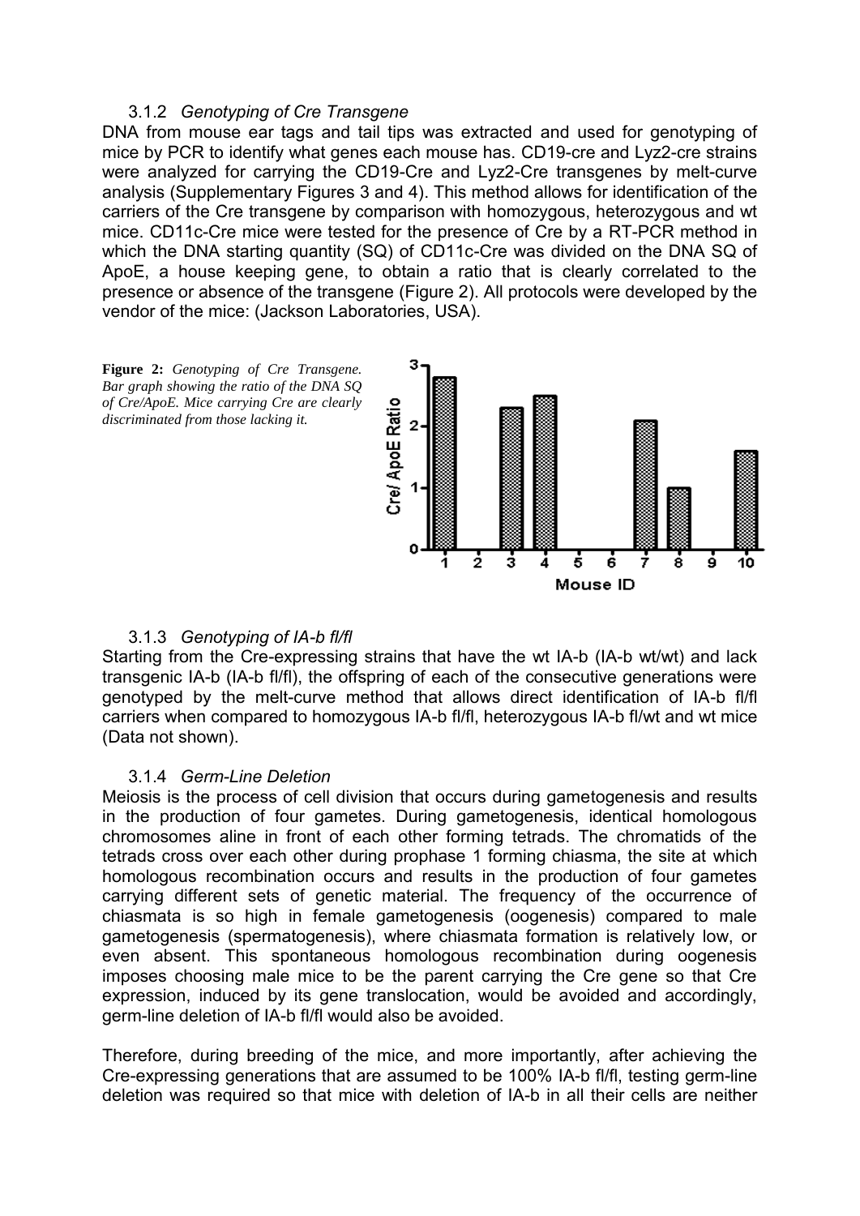### 3.1.2 *Genotyping of Cre Transgene*

DNA from mouse ear tags and tail tips was extracted and used for genotyping of mice by PCR to identify what genes each mouse has. CD19-cre and Lyz2-cre strains were analyzed for carrying the CD19-Cre and Lyz2-Cre transgenes by melt-curve analysis (Supplementary Figures 3 and 4). This method allows for identification of the carriers of the Cre transgene by comparison with homozygous, heterozygous and wt mice. CD11c-Cre mice were tested for the presence of Cre by a RT-PCR method in which the DNA starting quantity (SQ) of CD11c-Cre was divided on the DNA SQ of ApoE, a house keeping gene, to obtain a ratio that is clearly correlated to the presence or absence of the transgene (Figure 2). All protocols were developed by the vendor of the mice: (Jackson Laboratories, USA).

**Figure 2:** *Genotyping of Cre Transgene. Bar graph showing the ratio of the DNA SQ of Cre/ApoE. Mice carrying Cre are clearly discriminated from those lacking it.*

### 3.1.3 *Genotyping of IA-b fl/fl*

Starting from the Cre-expressing strains that have the wt IA-b (IA-b wt/wt) and lack transgenic IA-b (IA-b fl/fl), the offspring of each of the consecutive generations were genotyped by the melt-curve method that allows direct identification of IA-b fl/fl carriers when compared to homozygous IA-b fl/fl, heterozygous IA-b fl/wt and wt mice (Data not shown).

### 3.1.4 *Germ-Line Deletion*

Meiosis is the process of cell division that occurs during gametogenesis and results in the production of four gametes. During gametogenesis, identical homologous chromosomes aline in front of each other forming tetrads. The chromatids of the tetrads cross over each other during prophase 1 forming chiasma, the site at which homologous recombination occurs and results in the production of four gametes carrying different sets of genetic material. The frequency of the occurrence of chiasmata is so high in female gametogenesis (oogenesis) compared to male gametogenesis (spermatogenesis), where chiasmata formation is relatively low, or even absent. This spontaneous homologous recombination during oogenesis imposes choosing male mice to be the parent carrying the Cre gene so that Cre expression, induced by its gene translocation, would be avoided and accordingly, germ-line deletion of IA-b fl/fl would also be avoided.

Therefore, during breeding of the mice, and more importantly, after achieving the Cre-expressing generations that are assumed to be 100% IA-b fl/fl, testing germ-line deletion was required so that mice with deletion of IA-b in all their cells are neither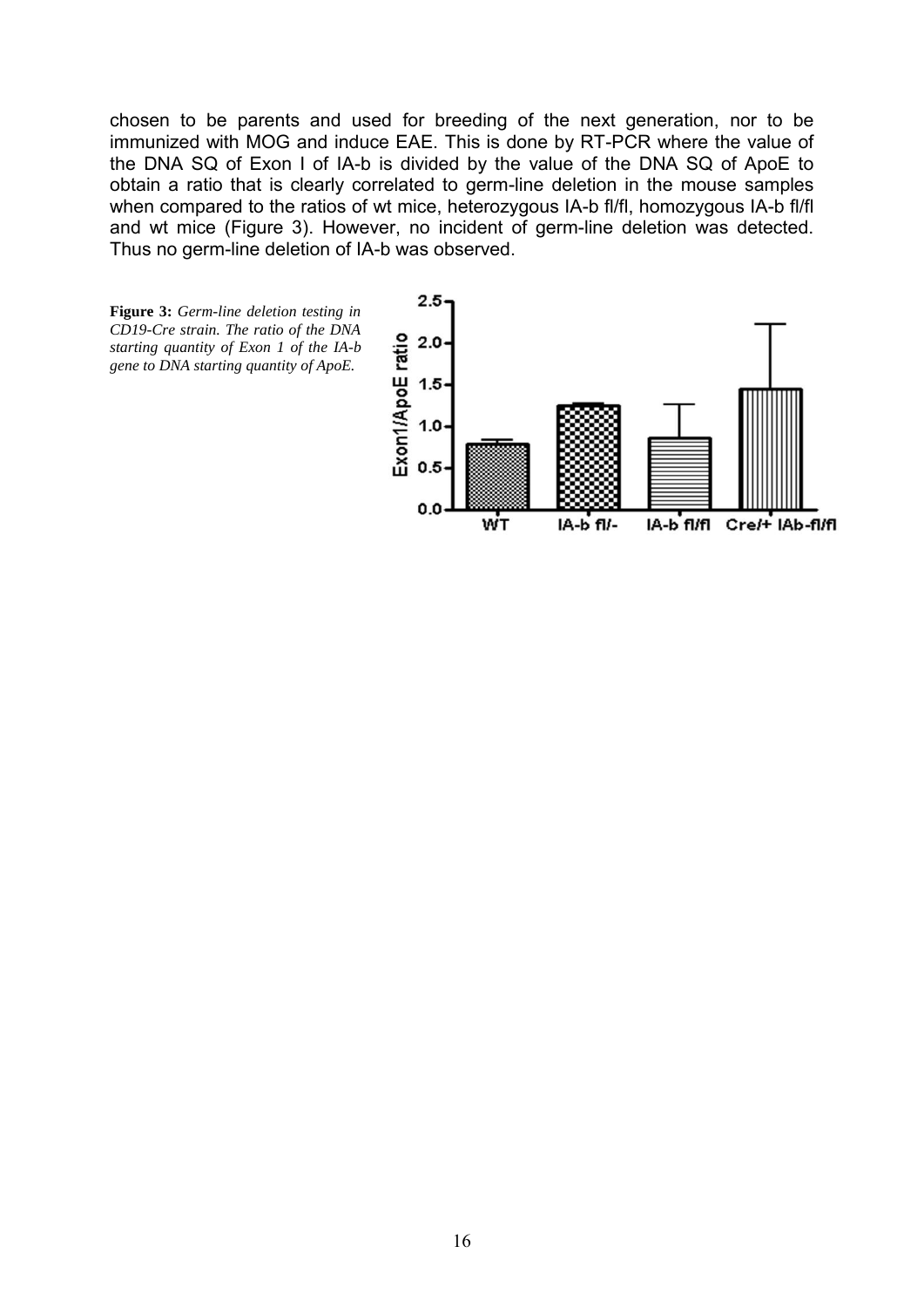chosen to be parents and used for breeding of the next generation, nor to be immunized with MOG and induce EAE. This is done by RT-PCR where the value of the DNA SQ of Exon I of IA-b is divided by the value of the DNA SQ of ApoE to obtain a ratio that is clearly correlated to germ-line deletion in the mouse samples when compared to the ratios of wt mice, heterozygous IA-b fl/fl, homozygous IA-b fl/fl and wt mice (Figure 3). However, no incident of germ-line deletion was detected. Thus no germ-line deletion of IA-b was observed.

**Figure 3:** *Germ-line deletion testing in CD19-Cre strain. The ratio of the DNA starting quantity of Exon 1 of the IA-b gene to DNA starting quantity of ApoE.*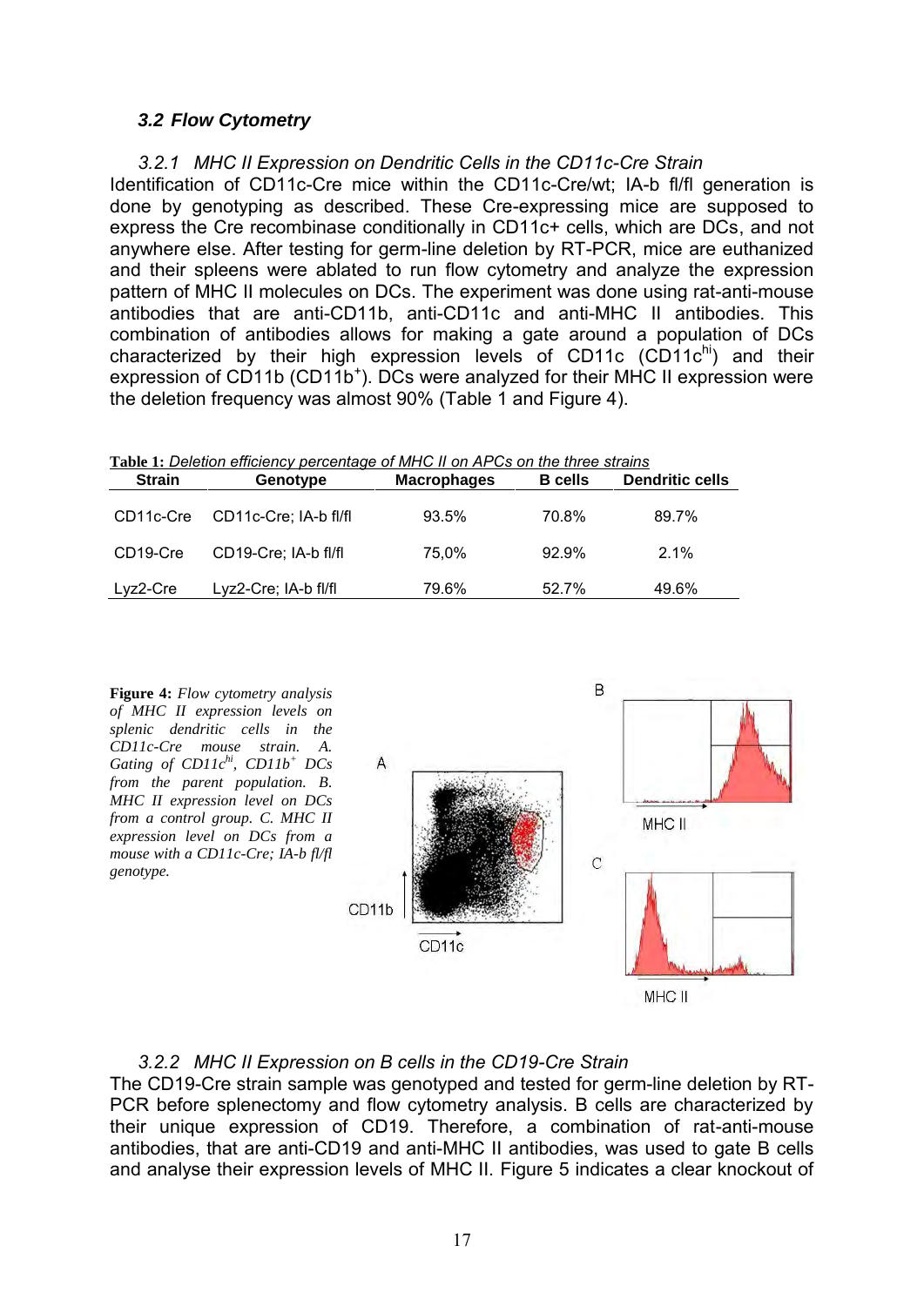### *3.2 Flow Cytometry*

#### *3.2.1 MHC II Expression on Dendritic Cells in the CD11c-Cre Strain*

Identification of CD11c-Cre mice within the CD11c-Cre/wt; IA-b fl/fl generation is done by genotyping as described. These Cre-expressing mice are supposed to express the Cre recombinase conditionally in CD11c+ cells, which are DCs, and not anywhere else. After testing for germ-line deletion by RT-PCR, mice are euthanized and their spleens were ablated to run flow cytometry and analyze the expression pattern of MHC II molecules on DCs. The experiment was done using rat-anti-mouse antibodies that are anti-CD11b, anti-CD11c and anti-MHC II antibodies. This combination of antibodies allows for making a gate around a population of DCs characterized by their high expression levels of CD11c (CD11c$^{hi}$) and their expression of CD11b (CD11b$^{+}$). DCs were analyzed for their MHC II expression were the deletion frequency was almost 90% (Table 1 and Figure 4).

**Table 1:** *Deletion efficiency percentage of MHC II on APCs on the three strains*

| Strain | Genotype | Macrophages | B cells | Dendritic cells |
|---|---|---|---|---|
| CD11c-Cre | CD11c-Cre; IA-b fl/fl | 93.5% | 70.8% | 89.7% |
| CD19-Cre | CD19-Cre; IA-b fl/fl | 75,0% | 92.9% | 2.1% |
| Lyz2-Cre | Lyz2-Cre; IA-b fl/fl | 79.6% | 52.7% | 49.6% |

**Figure 4:** *Flow cytometry analysis of MHC II expression levels on splenic dendritic cells in the CD11c-Cre mouse strain. A. Gating of CD11c$^{hi}$, CD11b$^{+}$ DCs from the parent population. B. MHC II expression level on DCs from a control group. C. MHC II expression level on DCs from a mouse with a CD11c-Cre; IA-b fl/fl genotype.*

#### *3.2.2 MHC II Expression on B cells in the CD19-Cre Strain*

The CD19-Cre strain sample was genotyped and tested for germ-line deletion by RT-PCR before splenectomy and flow cytometry analysis. B cells are characterized by their unique expression of CD19. Therefore, a combination of rat-anti-mouse antibodies, that are anti-CD19 and anti-MHC II antibodies, was used to gate B cells and analyse their expression levels of MHC II. Figure 5 indicates a clear knockout of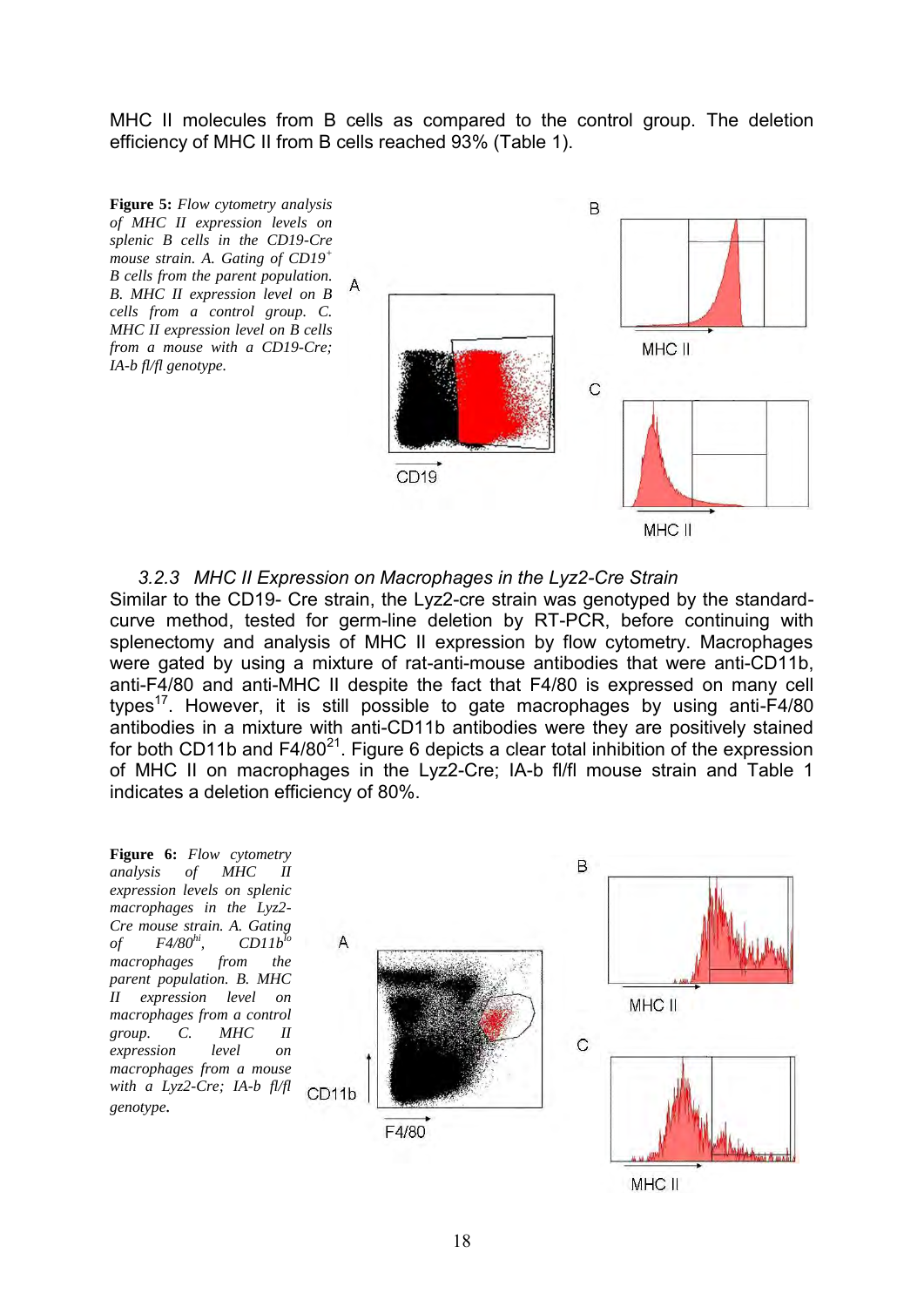MHC II molecules from B cells as compared to the control group. The deletion efficiency of MHC II from B cells reached 93% (Table 1).

**Figure 5:** *Flow cytometry analysis of MHC II expression levels on splenic B cells in the CD19-Cre mouse strain. A. Gating of CD19$^{+}$ B cells from the parent population. B. MHC II expression level on B cells from a control group. C. MHC II expression level on B cells from a mouse with a CD19-Cre; IA-b fl/fl genotype.*

### 3.2.3 MHC II Expression on Macrophages in the Lyz2-Cre Strain

Similar to the CD19- Cre strain, the Lyz2-cre strain was genotyped by the standard-curve method, tested for germ-line deletion by RT-PCR, before continuing with splenectomy and analysis of MHC II expression by flow cytometry. Macrophages were gated by using a mixture of rat-anti-mouse antibodies that were anti-CD11b, anti-F4/80 and anti-MHC II despite the fact that F4/80 is expressed on many cell types[17]. However, it is still possible to gate macrophages by using anti-F4/80 antibodies in a mixture with anti-CD11b antibodies were they are positively stained for both CD11b and F4/80[21]. Figure 6 depicts a clear total inhibition of the expression of MHC II on macrophages in the Lyz2-Cre; IA-b fl/fl mouse strain and Table 1 indicates a deletion efficiency of 80%.

**Figure 6:** *Flow cytometry analysis of MHC II expression levels on splenic macrophages in the Lyz2-Cre mouse strain. A. Gating of F4/80$^{hi}$, CD11b$^{lo}$ macrophages from the parent population. B. MHC II expression level on macrophages from a control group. C. MHC II expression level on macrophages from a mouse with a Lyz2-Cre; IA-b fl/fl genotype.*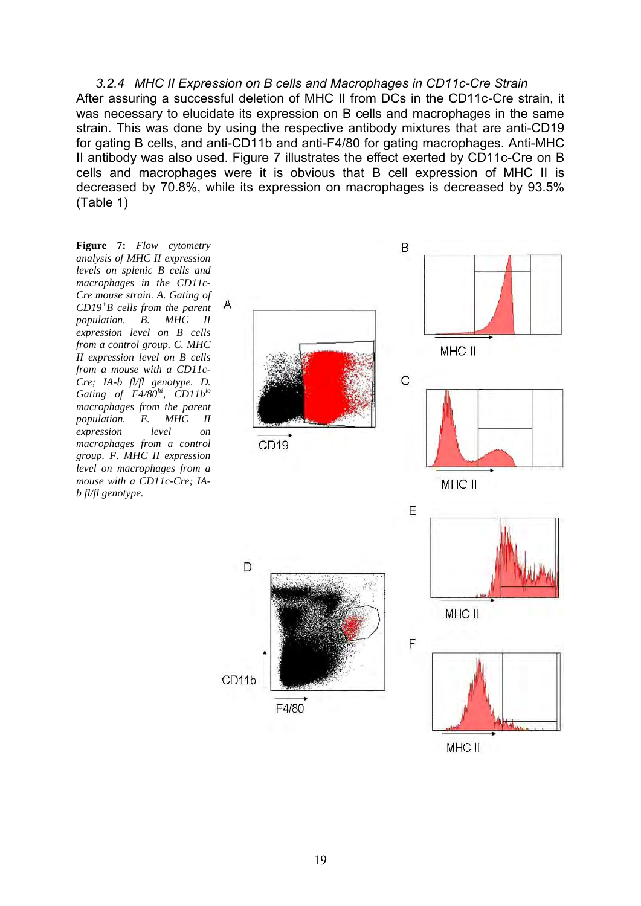### 3.2.4 MHC II Expression on B cells and Macrophages in CD11c-Cre Strain

After assuring a successful deletion of MHC II from DCs in the CD11c-Cre strain, it was necessary to elucidate its expression on B cells and macrophages in the same strain. This was done by using the respective antibody mixtures that are anti-CD19 for gating B cells, and anti-CD11b and anti-F4/80 for gating macrophages. Anti-MHC II antibody was also used. Figure 7 illustrates the effect exerted by CD11c-Cre on B cells and macrophages were it is obvious that B cell expression of MHC II is decreased by 70.8%, while its expression on macrophages is decreased by 93.5% (Table 1)

**Figure 7:** *Flow cytometry analysis of MHC II expression levels on splenic B cells and macrophages in the CD11c-Cre mouse strain. A. Gating of $CD19^{+}$B cells from the parent population. B. MHC II expression level on B cells from a control group. C. MHC II expression level on B cells from a mouse with a CD11c-Cre; IA-b fl/fl genotype. D. Gating of $F4/80^{hi}$, $CD11b^{lo}$ macrophages from the parent population. E. MHC II expression level on macrophages from a control group. F. MHC II expression level on macrophages from a mouse with a CD11c-Cre; IA-b fl/fl genotype.*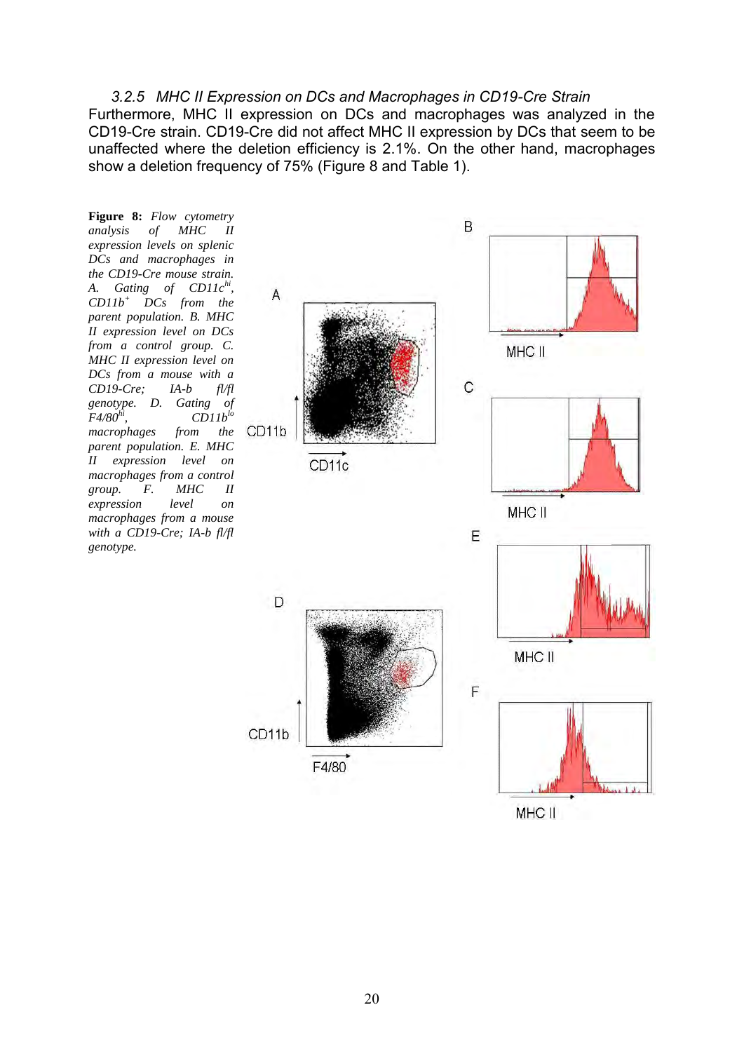### 3.2.5 *MHC II Expression on DCs and Macrophages in CD19-Cre Strain*

Furthermore, MHC II expression on DCs and macrophages was analyzed in the CD19-Cre strain. CD19-Cre did not affect MHC II expression by DCs that seem to be unaffected where the deletion efficiency is 2.1%. On the other hand, macrophages show a deletion frequency of 75% (Figure 8 and Table 1).

**Figure 8:** *Flow cytometry analysis of MHC II expression levels on splenic DCs and macrophages in the CD19-Cre mouse strain. A. Gating of CD11c$^{hi}$, CD11b$^{+}$ DCs from the parent population. B. MHC II expression level on DCs from a control group. C. MHC II expression level on DCs from a mouse with a CD19-Cre; IA-b fl/fl genotype. D. Gating of F4/80$^{hi}$, CD11b$^{lo}$ macrophages from the parent population. E. MHC II expression level on macrophages from a control group. F. MHC II expression level on macrophages from a mouse with a CD19-Cre; IA-b fl/fl genotype.*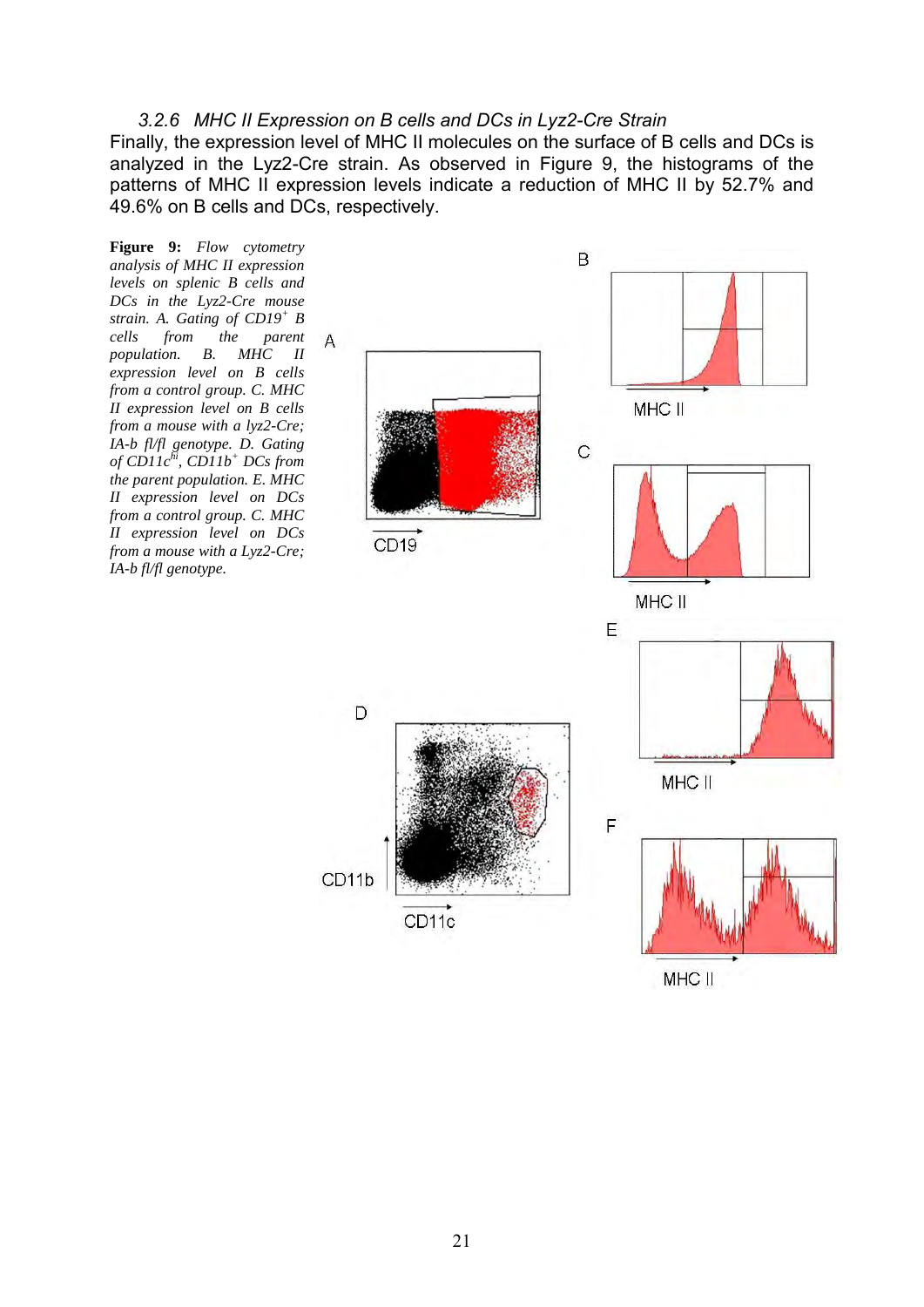### 3.2.6 *MHC II Expression on B cells and DCs in Lyz2-Cre Strain*

Finally, the expression level of MHC II molecules on the surface of B cells and DCs is analyzed in the Lyz2-Cre strain. As observed in Figure 9, the histograms of the patterns of MHC II expression levels indicate a reduction of MHC II by 52.7% and 49.6% on B cells and DCs, respectively.

**Figure 9:** *Flow cytometry analysis of MHC II expression levels on splenic B cells and DCs in the Lyz2-Cre mouse strain. A. Gating of CD19*$^{+}$ *B cells from the parent population. B. MHC II expression level on B cells from a control group. C. MHC II expression level on B cells from a mouse with a lyz2-Cre; IA-b fl/fl genotype. D. Gating of CD11c*$^{hi}$*, CD11b*$^{+}$ *DCs from the parent population. E. MHC II expression level on DCs from a control group. C. MHC II expression level on DCs from a mouse with a Lyz2-Cre; IA-b fl/fl genotype.*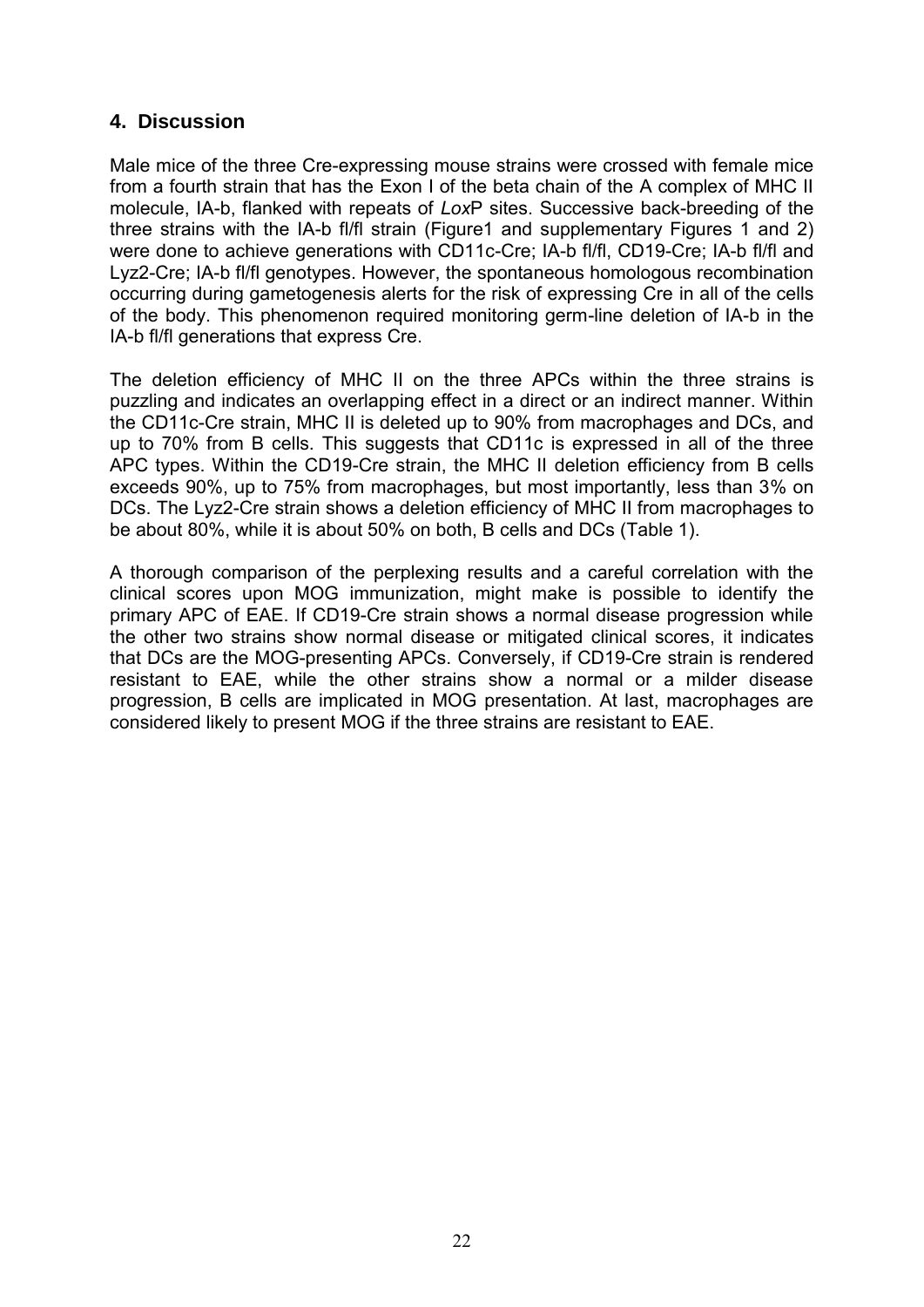## 4. Discussion

Male mice of the three Cre-expressing mouse strains were crossed with female mice from a fourth strain that has the Exon I of the beta chain of the A complex of MHC II molecule, IA-b, flanked with repeats of *Lox*P sites. Successive back-breeding of the three strains with the IA-b fl/fl strain (Figure1 and supplementary Figures 1 and 2) were done to achieve generations with CD11c-Cre; IA-b fl/fl, CD19-Cre; IA-b fl/fl and Lyz2-Cre; IA-b fl/fl genotypes. However, the spontaneous homologous recombination occurring during gametogenesis alerts for the risk of expressing Cre in all of the cells of the body. This phenomenon required monitoring germ-line deletion of IA-b in the IA-b fl/fl generations that express Cre.

The deletion efficiency of MHC II on the three APCs within the three strains is puzzling and indicates an overlapping effect in a direct or an indirect manner. Within the CD11c-Cre strain, MHC II is deleted up to 90% from macrophages and DCs, and up to 70% from B cells. This suggests that CD11c is expressed in all of the three APC types. Within the CD19-Cre strain, the MHC II deletion efficiency from B cells exceeds 90%, up to 75% from macrophages, but most importantly, less than 3% on DCs. The Lyz2-Cre strain shows a deletion efficiency of MHC II from macrophages to be about 80%, while it is about 50% on both, B cells and DCs (Table 1).

A thorough comparison of the perplexing results and a careful correlation with the clinical scores upon MOG immunization, might make is possible to identify the primary APC of EAE. If CD19-Cre strain shows a normal disease progression while the other two strains show normal disease or mitigated clinical scores, it indicates that DCs are the MOG-presenting APCs. Conversely, if CD19-Cre strain is rendered resistant to EAE, while the other strains show a normal or a milder disease progression, B cells are implicated in MOG presentation. At last, macrophages are considered likely to present MOG if the three strains are resistant to EAE.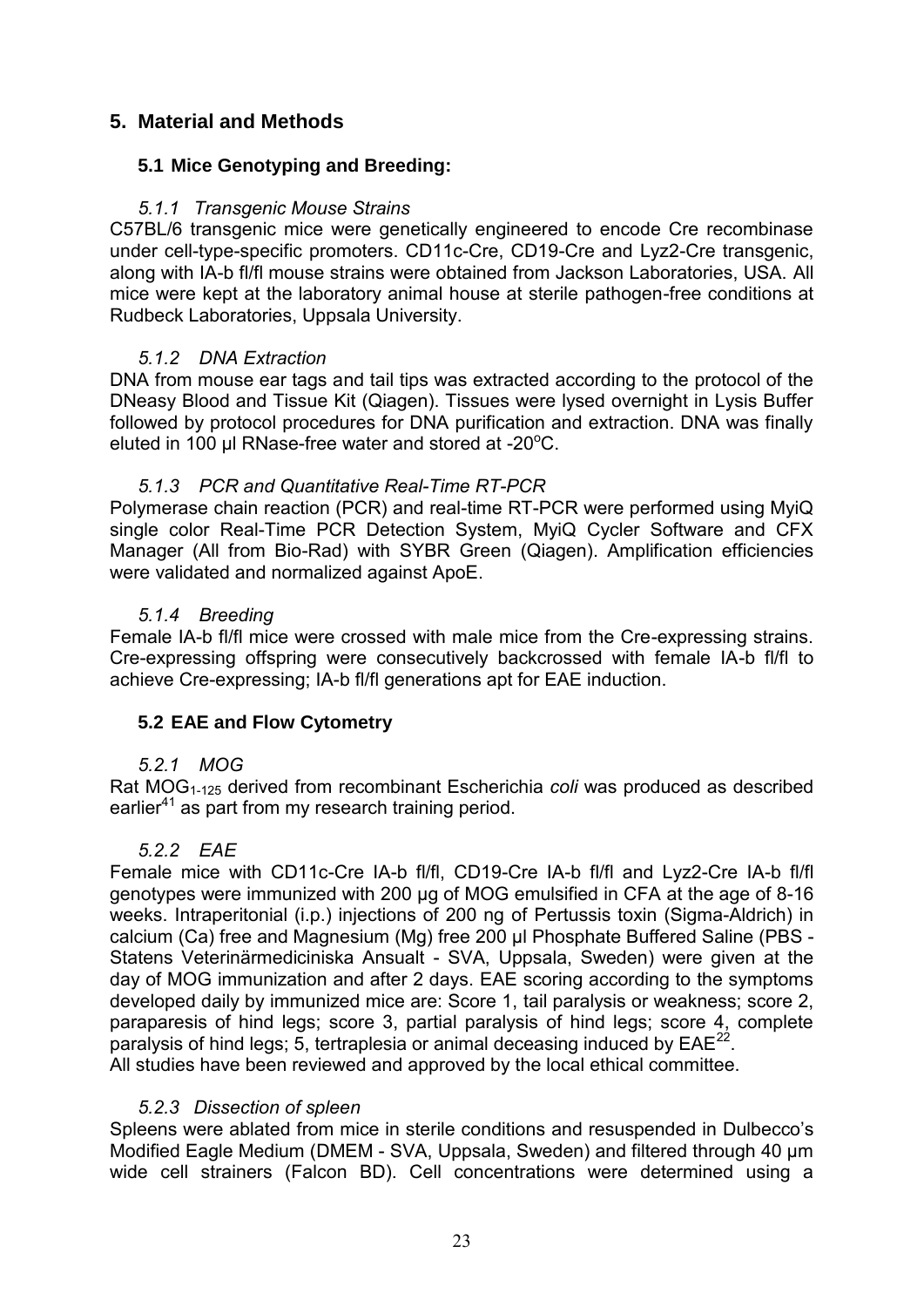## 5. Material and Methods

### 5.1 Mice Genotyping and Breeding:

#### *5.1.1 Transgenic Mouse Strains*

C57BL/6 transgenic mice were genetically engineered to encode Cre recombinase under cell-type-specific promoters. CD11c-Cre, CD19-Cre and Lyz2-Cre transgenic, along with IA-b fl/fl mouse strains were obtained from Jackson Laboratories, USA. All mice were kept at the laboratory animal house at sterile pathogen-free conditions at Rudbeck Laboratories, Uppsala University.

#### *5.1.2 DNA Extraction*

DNA from mouse ear tags and tail tips was extracted according to the protocol of the DNeasy Blood and Tissue Kit (Qiagen). Tissues were lysed overnight in Lysis Buffer followed by protocol procedures for DNA purification and extraction. DNA was finally eluted in 100 µl RNase-free water and stored at -20°C.

#### *5.1.3 PCR and Quantitative Real-Time RT-PCR*

Polymerase chain reaction (PCR) and real-time RT-PCR were performed using MyiQ single color Real-Time PCR Detection System, MyiQ Cycler Software and CFX Manager (All from Bio-Rad) with SYBR Green (Qiagen). Amplification efficiencies were validated and normalized against ApoE.

#### *5.1.4 Breeding*

Female IA-b fl/fl mice were crossed with male mice from the Cre-expressing strains. Cre-expressing offspring were consecutively backcrossed with female IA-b fl/fl to achieve Cre-expressing; IA-b fl/fl generations apt for EAE induction.

### 5.2 EAE and Flow Cytometry

#### *5.2.1 MOG*

Rat $MOG_{1-125}$ derived from recombinant Escherichia *coli* was produced as described earlier[41] as part from my research training period.

#### *5.2.2 EAE*

Female mice with CD11c-Cre IA-b fl/fl, CD19-Cre IA-b fl/fl and Lyz2-Cre IA-b fl/fl genotypes were immunized with 200 µg of MOG emulsified in CFA at the age of 8-16 weeks. Intraperitonial (i.p.) injections of 200 ng of Pertussis toxin (Sigma-Aldrich) in calcium (Ca) free and Magnesium (Mg) free 200 µl Phosphate Buffered Saline (PBS - Statens Veterinärmediciniska Ansualt - SVA, Uppsala, Sweden) were given at the day of MOG immunization and after 2 days. EAE scoring according to the symptoms developed daily by immunized mice are: Score 1, tail paralysis or weakness; score 2, paraparesis of hind legs; score 3, partial paralysis of hind legs; score 4, complete paralysis of hind legs; 5, tertraplesia or animal deceasing induced by EAE[22].

All studies have been reviewed and approved by the local ethical committee.

#### *5.2.3 Dissection of spleen*

Spleens were ablated from mice in sterile conditions and resuspended in Dulbecco's Modified Eagle Medium (DMEM - SVA, Uppsala, Sweden) and filtered through 40 µm wide cell strainers (Falcon BD). Cell concentrations were determined using a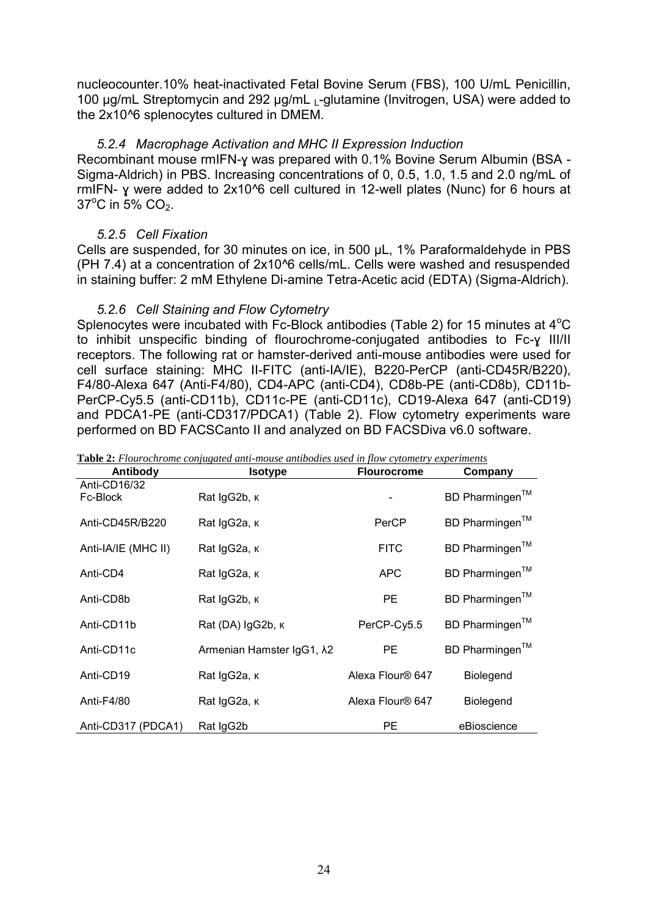nucleocounter.10% heat-inactivated Fetal Bovine Serum (FBS), 100 U/mL Penicillin, 100 µg/mL Streptomycin and 292 µg/mL $_L$-glutamine (Invitrogen, USA) were added to the 2x10^6 splenocytes cultured in DMEM.

### *5.2.4 Macrophage Activation and MHC II Expression Induction*

Recombinant mouse rmIFN-ɣ was prepared with 0.1% Bovine Serum Albumin (BSA - Sigma-Aldrich) in PBS. Increasing concentrations of 0, 0.5, 1.0, 1.5 and 2.0 ng/mL of rmIFN- ɣ were added to 2x10^6 cell cultured in 12-well plates (Nunc) for 6 hours at 37°C in 5% $CO_2$.

### *5.2.5 Cell Fixation*

Cells are suspended, for 30 minutes on ice, in 500 µL, 1% Paraformaldehyde in PBS (PH 7.4) at a concentration of 2x10^6 cells/mL. Cells were washed and resuspended in staining buffer: 2 mM Ethylene Di-amine Tetra-Acetic acid (EDTA) (Sigma-Aldrich).

### *5.2.6 Cell Staining and Flow Cytometry*

Splenocytes were incubated with Fc-Block antibodies (Table 2) for 15 minutes at 4°C to inhibit unspecific binding of flourochrome-conjugated antibodies to Fc-ɣ III/II receptors. The following rat or hamster-derived anti-mouse antibodies were used for cell surface staining: MHC II-FITC (anti-IA/IE), B220-PerCP (anti-CD45R/B220), F4/80-Alexa 647 (Anti-F4/80), CD4-APC (anti-CD4), CD8b-PE (anti-CD8b), CD11b-PerCP-Cy5.5 (anti-CD11b), CD11c-PE (anti-CD11c), CD19-Alexa 647 (anti-CD19) and PDCA1-PE (anti-CD317/PDCA1) (Table 2). Flow cytometry experiments ware performed on BD FACSCanto II and analyzed on BD FACSDiva v6.0 software.

**Table 2:** *Flourochrome conjugated anti-mouse antibodies used in flow cytometry experiments*

| Antibody | Isotype | Flourocrome | Company |
|---|---|---|---|
| Anti-CD16/32 Fc-Block | Rat IgG2b, κ | - | BD Pharmingen™ |
| Anti-CD45R/B220 | Rat IgG2a, κ | PerCP | BD Pharmingen™ |
| Anti-IA/IE (MHC II) | Rat IgG2a, κ | FITC | BD Pharmingen™ |
| Anti-CD4 | Rat IgG2a, κ | APC | BD Pharmingen™ |
| Anti-CD8b | Rat IgG2b, κ | PE | BD Pharmingen™ |
| Anti-CD11b | Rat (DA) IgG2b, κ | PerCP-Cy5.5 | BD Pharmingen™ |
| Anti-CD11c | Armenian Hamster IgG1, λ2 | PE | BD Pharmingen™ |
| Anti-CD19 | Rat IgG2a, κ | Alexa Flour® 647 | Biolegend |
| Anti-F4/80 | Rat IgG2a, κ | Alexa Flour® 647 | Biolegend |
| Anti-CD317 (PDCA1) | Rat IgG2b | PE | eBioscience |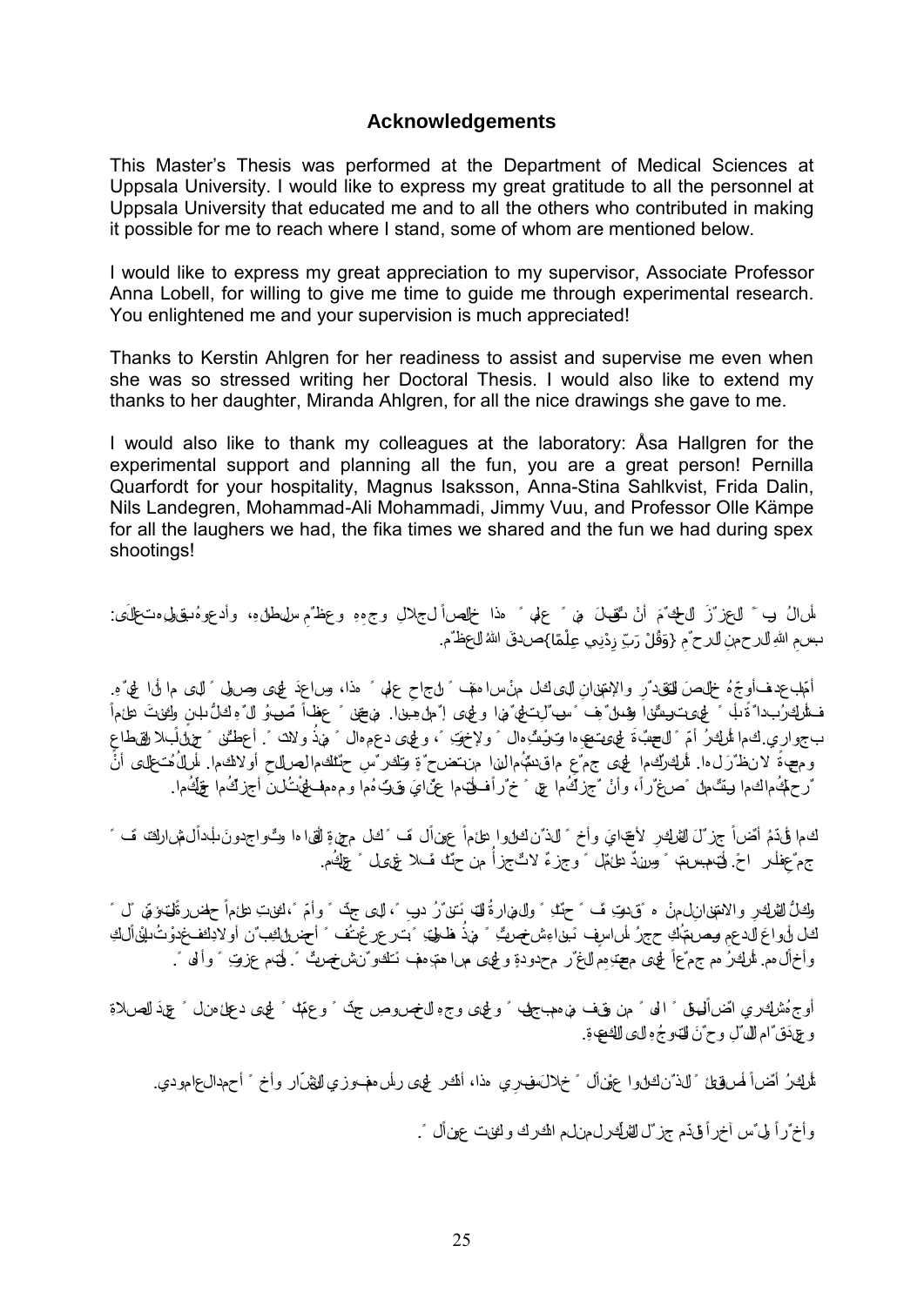## Acknowledgements

This Master's Thesis was performed at the Department of Medical Sciences at Uppsala University. I would like to express my great gratitude to all the personnel at Uppsala University that educated me and to all the others who contributed in making it possible for me to reach where I stand, some of whom are mentioned below.

I would like to express my great appreciation to my supervisor, Associate Professor Anna Lobell, for willing to give me time to guide me through experimental research. You enlightened me and your supervision is much appreciated!

Thanks to Kerstin Ahlgren for her readiness to assist and supervise me even when she was so stressed writing her Doctoral Thesis. I would also like to extend my thanks to her daughter, Miranda Ahlgren, for all the nice drawings she gave to me.

I would also like to thank my colleagues at the laboratory: Åsa Hallgren for the experimental support and planning all the fun, you are a great person! Pernilla Quarfordt for your hospitality, Magnus Isaksson, Anna-Stina Sahlkvist, Frida Dalin, Nils Landegren, Mohammad-Ali Mohammadi, Jimmy Vuu, and Professor Olle Kämpe for all the laughers we had, the fika times we shared and the fun we had during spex shootings!

أسألُ الله العزيزَ الحكيمَ أنْ يتقبّلَ منّي هذا العمل خالصاً لجلالِ وجههِ وعظيمِ سلطانه، وأدعوه بقوله تعالى:
بسمِ اللهِ الرحمنِ الرحيم {وَقُلْ رَبِّ زِدْنِي عِلْمًا} صدقَ الله العظيم.

أمّا بعد فأوجّهُ خالصَ التقدير والامتنان إلى كل من ساهمَ في إنجاحِ عملي هذا، وساعدني في وصولي إلى ما أنا عليه. فأشكرُ بدايةً أبي الحبيب على تربيته لي وعلى إيمانه بي. وأشكرُ أمّي الحبيبة على عطفها وحنانها وعلى دعمها لي. وأشكرُ أخي وأخواتي على دعمهم ووقوفهم إلى جانبي. أعطتني بلادي الكثير، ومعها أشكرُ أهلها على جميع من تضحيات وشجعوني على متابعة طريقي. أشكرهم جميعاً على محبتهم وأتمنى أن يجزيهم الله عنّي خيراً، وأن يحفظهم من كل مكروه وأن يجزيهم عنّي أجزلَ الجزاء.

كما أقدّمُ أيضاً جزيلَ الشكرِ لأصدقائي وأخصّ الذين كانوا عوناً لي في كل مرحلة من مراحل هذا البحث. أقدّم لهم جزيل الشكر من كل قلبي.

ولكلّ الشكرِ والامتنان لمن قدّم لي النصح والإرشاد والدعم في كل مراحل الدراسة، فأنا ممتنٌّ لهم جميعاً وأسأل الله أن يجزيهم خيراً.

أوجّه شكري أيضاً إلى كل من وقف إلى جانبي وعلى وجه الخصوص الذين قدّموا لي الدعم والتشجيع.

أشكرُ أيضاً أصدقائي الذين كانوا عوناً لي خلال سفري هذا، أشكر على رأسهم زوجي الشبّار وأخي أحمد العامودي.

وأخيراً أقدّم جزيلَ الشكر لمن لم أذكرهم وكانوا عوناً لي.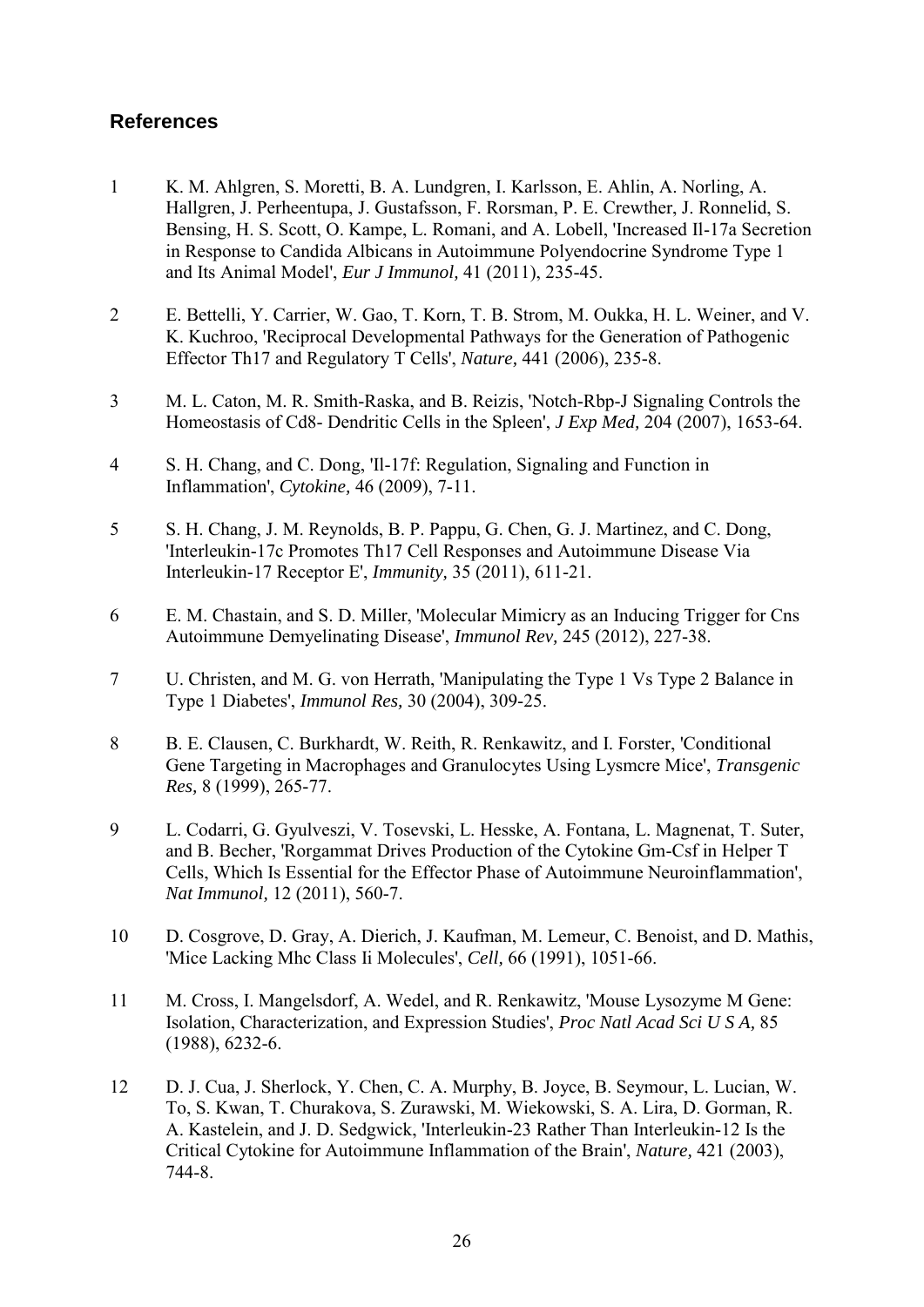## References

1. K. M. Ahlgren, S. Moretti, B. A. Lundgren, I. Karlsson, E. Ahlin, A. Norling, A. Hallgren, J. Perheentupa, J. Gustafsson, F. Rorsman, P. E. Crewther, J. Ronnelid, S. Bensing, H. S. Scott, O. Kampe, L. Romani, and A. Lobell, 'Increased Il-17a Secretion in Response to Candida Albicans in Autoimmune Polyendocrine Syndrome Type 1 and Its Animal Model', *Eur J Immunol,* 41 (2011), 235-45.

2. E. Bettelli, Y. Carrier, W. Gao, T. Korn, T. B. Strom, M. Oukka, H. L. Weiner, and V. K. Kuchroo, 'Reciprocal Developmental Pathways for the Generation of Pathogenic Effector Th17 and Regulatory T Cells', *Nature,* 441 (2006), 235-8.

3. M. L. Caton, M. R. Smith-Raska, and B. Reizis, 'Notch-Rbp-J Signaling Controls the Homeostasis of Cd8- Dendritic Cells in the Spleen', *J Exp Med,* 204 (2007), 1653-64.

4. S. H. Chang, and C. Dong, 'Il-17f: Regulation, Signaling and Function in Inflammation', *Cytokine,* 46 (2009), 7-11.

5. S. H. Chang, J. M. Reynolds, B. P. Pappu, G. Chen, G. J. Martinez, and C. Dong, 'Interleukin-17c Promotes Th17 Cell Responses and Autoimmune Disease Via Interleukin-17 Receptor E', *Immunity,* 35 (2011), 611-21.

6. E. M. Chastain, and S. D. Miller, 'Molecular Mimicry as an Inducing Trigger for Cns Autoimmune Demyelinating Disease', *Immunol Rev,* 245 (2012), 227-38.

7. U. Christen, and M. G. von Herrath, 'Manipulating the Type 1 Vs Type 2 Balance in Type 1 Diabetes', *Immunol Res,* 30 (2004), 309-25.

8. B. E. Clausen, C. Burkhardt, W. Reith, R. Renkawitz, and I. Forster, 'Conditional Gene Targeting in Macrophages and Granulocytes Using Lysmcre Mice', *Transgenic Res,* 8 (1999), 265-77.

9. L. Codarri, G. Gyulveszi, V. Tosevski, L. Hesske, A. Fontana, L. Magnenat, T. Suter, and B. Becher, 'Rorgammat Drives Production of the Cytokine Gm-Csf in Helper T Cells, Which Is Essential for the Effector Phase of Autoimmune Neuroinflammation', *Nat Immunol,* 12 (2011), 560-7.

10. D. Cosgrove, D. Gray, A. Dierich, J. Kaufman, M. Lemeur, C. Benoist, and D. Mathis, 'Mice Lacking Mhc Class Ii Molecules', *Cell,* 66 (1991), 1051-66.

11. M. Cross, I. Mangelsdorf, A. Wedel, and R. Renkawitz, 'Mouse Lysozyme M Gene: Isolation, Characterization, and Expression Studies', *Proc Natl Acad Sci U S A,* 85 (1988), 6232-6.

12. D. J. Cua, J. Sherlock, Y. Chen, C. A. Murphy, B. Joyce, B. Seymour, L. Lucian, W. To, S. Kwan, T. Churakova, S. Zurawski, M. Wiekowski, S. A. Lira, D. Gorman, R. A. Kastelein, and J. D. Sedgwick, 'Interleukin-23 Rather Than Interleukin-12 Is the Critical Cytokine for Autoimmune Inflammation of the Brain', *Nature,* 421 (2003), 744-8.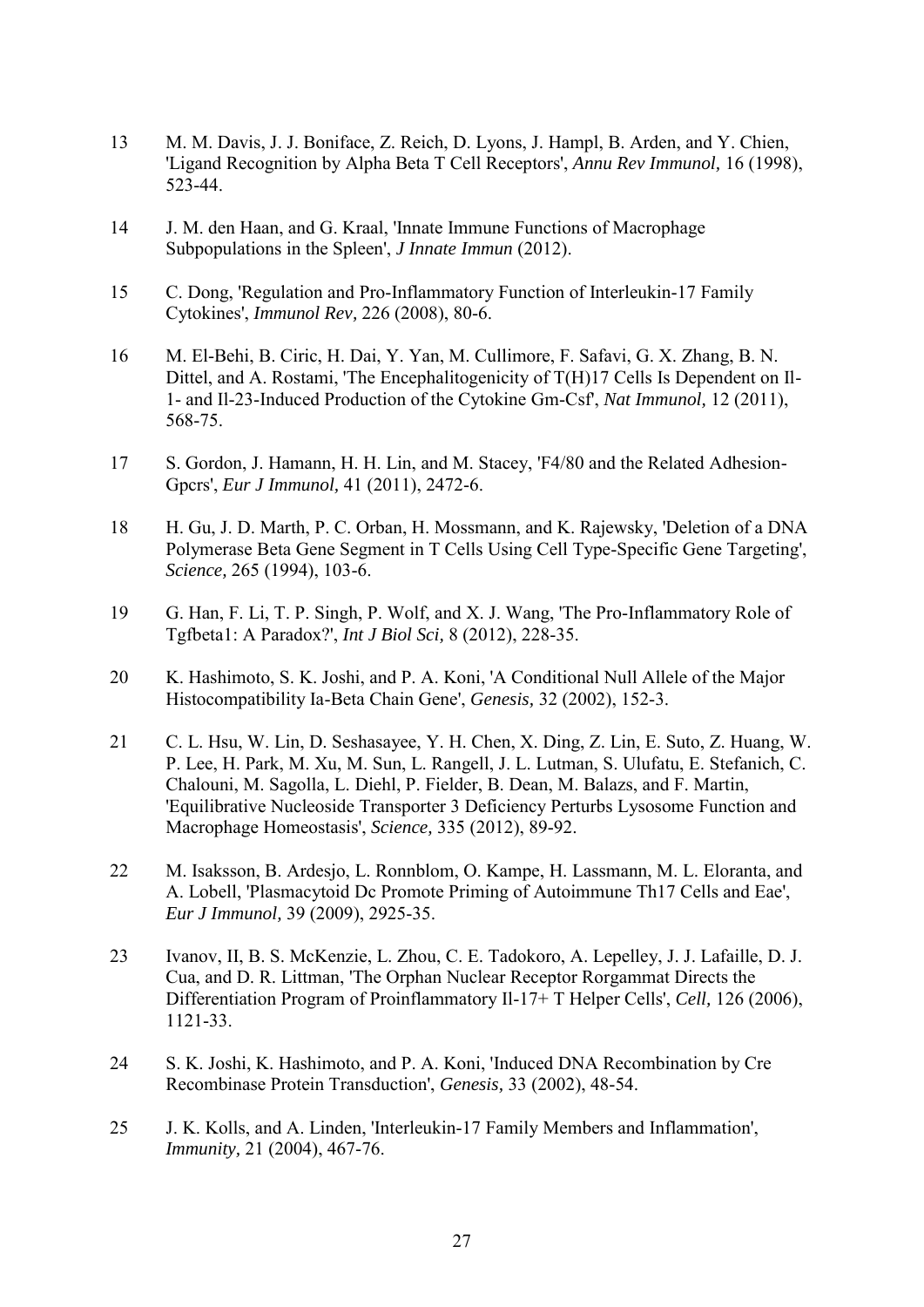13 M. M. Davis, J. J. Boniface, Z. Reich, D. Lyons, J. Hampl, B. Arden, and Y. Chien, 'Ligand Recognition by Alpha Beta T Cell Receptors', *Annu Rev Immunol,* 16 (1998), 523-44.

14 J. M. den Haan, and G. Kraal, 'Innate Immune Functions of Macrophage Subpopulations in the Spleen', *J Innate Immun* (2012).

15 C. Dong, 'Regulation and Pro-Inflammatory Function of Interleukin-17 Family Cytokines', *Immunol Rev,* 226 (2008), 80-6.

16 M. El-Behi, B. Ciric, H. Dai, Y. Yan, M. Cullimore, F. Safavi, G. X. Zhang, B. N. Dittel, and A. Rostami, 'The Encephalitogenicity of T(H)17 Cells Is Dependent on Il-1- and Il-23-Induced Production of the Cytokine Gm-Csf', *Nat Immunol,* 12 (2011), 568-75.

17 S. Gordon, J. Hamann, H. H. Lin, and M. Stacey, 'F4/80 and the Related Adhesion-Gpcrs', *Eur J Immunol,* 41 (2011), 2472-6.

18 H. Gu, J. D. Marth, P. C. Orban, H. Mossmann, and K. Rajewsky, 'Deletion of a DNA Polymerase Beta Gene Segment in T Cells Using Cell Type-Specific Gene Targeting', *Science,* 265 (1994), 103-6.

19 G. Han, F. Li, T. P. Singh, P. Wolf, and X. J. Wang, 'The Pro-Inflammatory Role of Tgfbeta1: A Paradox?', *Int J Biol Sci,* 8 (2012), 228-35.

20 K. Hashimoto, S. K. Joshi, and P. A. Koni, 'A Conditional Null Allele of the Major Histocompatibility Ia-Beta Chain Gene', *Genesis,* 32 (2002), 152-3.

21 C. L. Hsu, W. Lin, D. Seshasayee, Y. H. Chen, X. Ding, Z. Lin, E. Suto, Z. Huang, W. P. Lee, H. Park, M. Xu, M. Sun, L. Rangell, J. L. Lutman, S. Ulufatu, E. Stefanich, C. Chalouni, M. Sagolla, L. Diehl, P. Fielder, B. Dean, M. Balazs, and F. Martin, 'Equilibrative Nucleoside Transporter 3 Deficiency Perturbs Lysosome Function and Macrophage Homeostasis', *Science,* 335 (2012), 89-92.

22 M. Isaksson, B. Ardesjo, L. Ronnblom, O. Kampe, H. Lassmann, M. L. Eloranta, and A. Lobell, 'Plasmacytoid Dc Promote Priming of Autoimmune Th17 Cells and Eae', *Eur J Immunol,* 39 (2009), 2925-35.

23 Ivanov, II, B. S. McKenzie, L. Zhou, C. E. Tadokoro, A. Lepelley, J. J. Lafaille, D. J. Cua, and D. R. Littman, 'The Orphan Nuclear Receptor Rorgammat Directs the Differentiation Program of Proinflammatory Il-17+ T Helper Cells', *Cell,* 126 (2006), 1121-33.

24 S. K. Joshi, K. Hashimoto, and P. A. Koni, 'Induced DNA Recombination by Cre Recombinase Protein Transduction', *Genesis,* 33 (2002), 48-54.

25 J. K. Kolls, and A. Linden, 'Interleukin-17 Family Members and Inflammation', *Immunity,* 21 (2004), 467-76.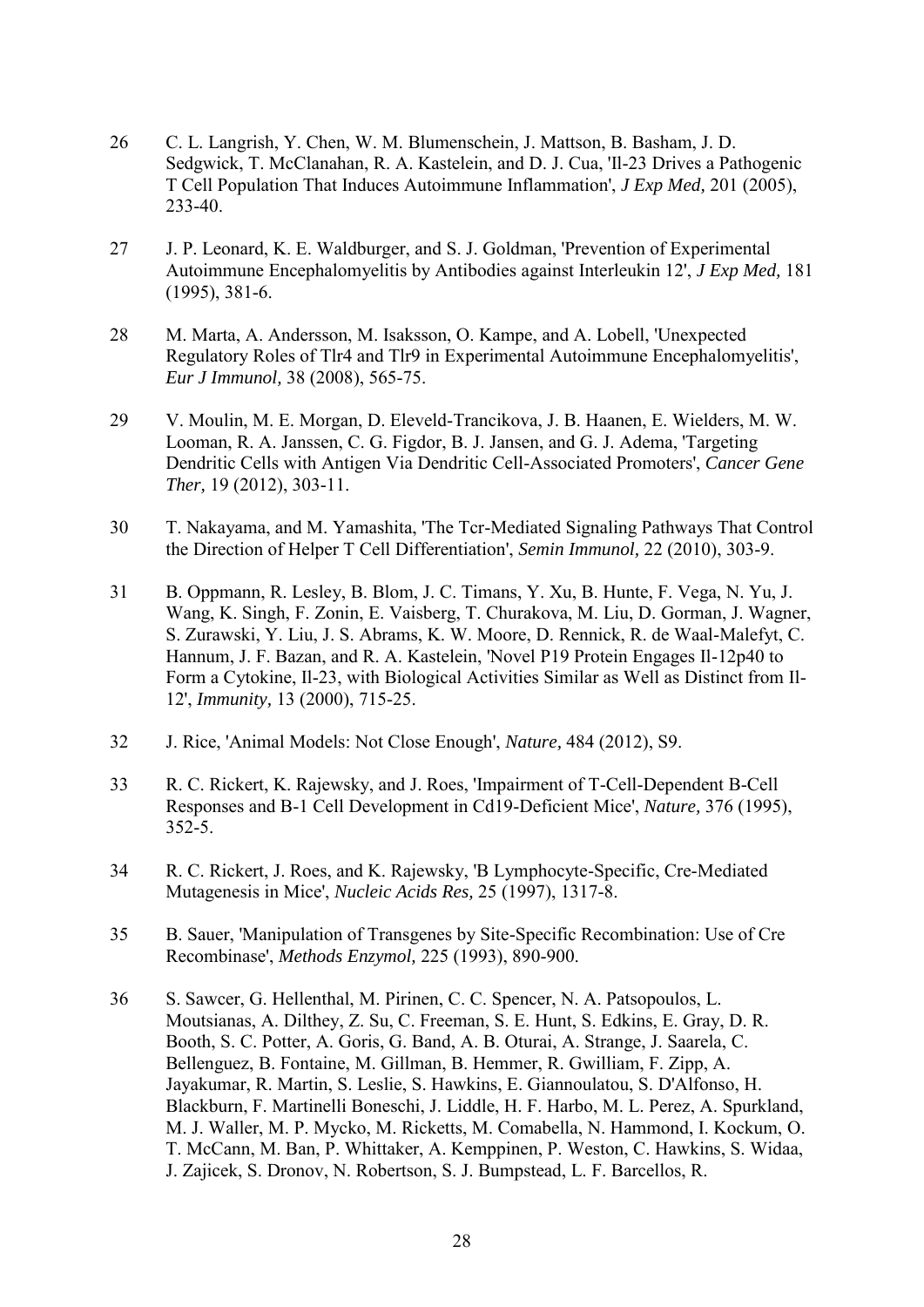26 C. L. Langrish, Y. Chen, W. M. Blumenschein, J. Mattson, B. Basham, J. D. Sedgwick, T. McClanahan, R. A. Kastelein, and D. J. Cua, 'Il-23 Drives a Pathogenic T Cell Population That Induces Autoimmune Inflammation', *J Exp Med,* 201 (2005), 233-40.

27 J. P. Leonard, K. E. Waldburger, and S. J. Goldman, 'Prevention of Experimental Autoimmune Encephalomyelitis by Antibodies against Interleukin 12', *J Exp Med,* 181 (1995), 381-6.

28 M. Marta, A. Andersson, M. Isaksson, O. Kampe, and A. Lobell, 'Unexpected Regulatory Roles of Tlr4 and Tlr9 in Experimental Autoimmune Encephalomyelitis', *Eur J Immunol,* 38 (2008), 565-75.

29 V. Moulin, M. E. Morgan, D. Eleveld-Trancikova, J. B. Haanen, E. Wielders, M. W. Looman, R. A. Janssen, C. G. Figdor, B. J. Jansen, and G. J. Adema, 'Targeting Dendritic Cells with Antigen Via Dendritic Cell-Associated Promoters', *Cancer Gene Ther,* 19 (2012), 303-11.

30 T. Nakayama, and M. Yamashita, 'The Tcr-Mediated Signaling Pathways That Control the Direction of Helper T Cell Differentiation', *Semin Immunol,* 22 (2010), 303-9.

31 B. Oppmann, R. Lesley, B. Blom, J. C. Timans, Y. Xu, B. Hunte, F. Vega, N. Yu, J. Wang, K. Singh, F. Zonin, E. Vaisberg, T. Churakova, M. Liu, D. Gorman, J. Wagner, S. Zurawski, Y. Liu, J. S. Abrams, K. W. Moore, D. Rennick, R. de Waal-Malefyt, C. Hannum, J. F. Bazan, and R. A. Kastelein, 'Novel P19 Protein Engages Il-12p40 to Form a Cytokine, Il-23, with Biological Activities Similar as Well as Distinct from Il-12', *Immunity,* 13 (2000), 715-25.

32 J. Rice, 'Animal Models: Not Close Enough', *Nature,* 484 (2012), S9.

33 R. C. Rickert, K. Rajewsky, and J. Roes, 'Impairment of T-Cell-Dependent B-Cell Responses and B-1 Cell Development in Cd19-Deficient Mice', *Nature,* 376 (1995), 352-5.

34 R. C. Rickert, J. Roes, and K. Rajewsky, 'B Lymphocyte-Specific, Cre-Mediated Mutagenesis in Mice', *Nucleic Acids Res,* 25 (1997), 1317-8.

35 B. Sauer, 'Manipulation of Transgenes by Site-Specific Recombination: Use of Cre Recombinase', *Methods Enzymol,* 225 (1993), 890-900.

36 S. Sawcer, G. Hellenthal, M. Pirinen, C. C. Spencer, N. A. Patsopoulos, L. Moutsianas, A. Dilthey, Z. Su, C. Freeman, S. E. Hunt, S. Edkins, E. Gray, D. R. Booth, S. C. Potter, A. Goris, G. Band, A. B. Oturai, A. Strange, J. Saarela, C. Bellenguez, B. Fontaine, M. Gillman, B. Hemmer, R. Gwilliam, F. Zipp, A. Jayakumar, R. Martin, S. Leslie, S. Hawkins, E. Giannoulatou, S. D'Alfonso, H. Blackburn, F. Martinelli Boneschi, J. Liddle, H. F. Harbo, M. L. Perez, A. Spurkland, M. J. Waller, M. P. Mycko, M. Ricketts, M. Comabella, N. Hammond, I. Kockum, O. T. McCann, M. Ban, P. Whittaker, A. Kemppinen, P. Weston, C. Hawkins, S. Widaa, J. Zajicek, S. Dronov, N. Robertson, S. J. Bumpstead, L. F. Barcellos, R.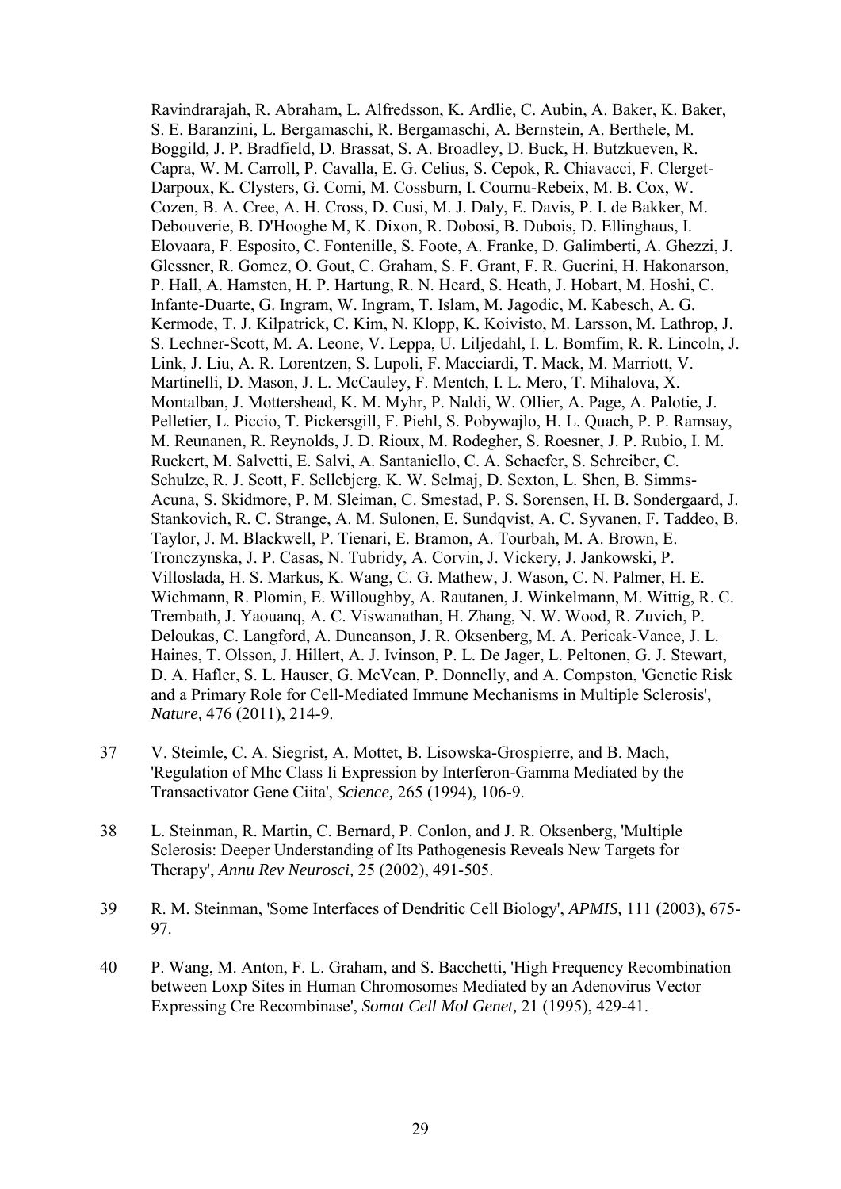Ravindrarajah, R. Abraham, L. Alfredsson, K. Ardlie, C. Aubin, A. Baker, K. Baker, S. E. Baranzini, L. Bergamaschi, R. Bergamaschi, A. Bernstein, A. Berthele, M. Boggild, J. P. Bradfield, D. Brassat, S. A. Broadley, D. Buck, H. Butzkueven, R. Capra, W. M. Carroll, P. Cavalla, E. G. Celius, S. Cepok, R. Chiavacci, F. Clerget-Darpoux, K. Clysters, G. Comi, M. Cossburn, I. Cournu-Rebeix, M. B. Cox, W. Cozen, B. A. Cree, A. H. Cross, D. Cusi, M. J. Daly, E. Davis, P. I. de Bakker, M. Debouverie, B. D'Hooghe M, K. Dixon, R. Dobosi, B. Dubois, D. Ellinghaus, I. Elovaara, F. Esposito, C. Fontenille, S. Foote, A. Franke, D. Galimberti, A. Ghezzi, J. Glessner, R. Gomez, O. Gout, C. Graham, S. F. Grant, F. R. Guerini, H. Hakonarson, P. Hall, A. Hamsten, H. P. Hartung, R. N. Heard, S. Heath, J. Hobart, M. Hoshi, C. Infante-Duarte, G. Ingram, W. Ingram, T. Islam, M. Jagodic, M. Kabesch, A. G. Kermode, T. J. Kilpatrick, C. Kim, N. Klopp, K. Koivisto, M. Larsson, M. Lathrop, J. S. Lechner-Scott, M. A. Leone, V. Leppa, U. Liljedahl, I. L. Bomfim, R. R. Lincoln, J. Link, J. Liu, A. R. Lorentzen, S. Lupoli, F. Macciardi, T. Mack, M. Marriott, V. Martinelli, D. Mason, J. L. McCauley, F. Mentch, I. L. Mero, T. Mihalova, X. Montalban, J. Mottershead, K. M. Myhr, P. Naldi, W. Ollier, A. Page, A. Palotie, J. Pelletier, L. Piccio, T. Pickersgill, F. Piehl, S. Pobywajlo, H. L. Quach, P. P. Ramsay, M. Reunanen, R. Reynolds, J. D. Rioux, M. Rodegher, S. Roesner, J. P. Rubio, I. M. Ruckert, M. Salvetti, E. Salvi, A. Santaniello, C. A. Schaefer, S. Schreiber, C. Schulze, R. J. Scott, F. Sellebjerg, K. W. Selmaj, D. Sexton, L. Shen, B. Simms-Acuna, S. Skidmore, P. M. Sleiman, C. Smestad, P. S. Sorensen, H. B. Sondergaard, J. Stankovich, R. C. Strange, A. M. Sulonen, E. Sundqvist, A. C. Syvanen, F. Taddeo, B. Taylor, J. M. Blackwell, P. Tienari, E. Bramon, A. Tourbah, M. A. Brown, E. Tronczynska, J. P. Casas, N. Tubridy, A. Corvin, J. Vickery, J. Jankowski, P. Villoslada, H. S. Markus, K. Wang, C. G. Mathew, J. Wason, C. N. Palmer, H. E. Wichmann, R. Plomin, E. Willoughby, A. Rautanen, J. Winkelmann, M. Wittig, R. C. Trembath, J. Yaouanq, A. C. Viswanathan, H. Zhang, N. W. Wood, R. Zuvich, P. Deloukas, C. Langford, A. Duncanson, J. R. Oksenberg, M. A. Pericak-Vance, J. L. Haines, T. Olsson, J. Hillert, A. J. Ivinson, P. L. De Jager, L. Peltonen, G. J. Stewart, D. A. Hafler, S. L. Hauser, G. McVean, P. Donnelly, and A. Compston, 'Genetic Risk and a Primary Role for Cell-Mediated Immune Mechanisms in Multiple Sclerosis', *Nature,* 476 (2011), 214-9.

37 V. Steimle, C. A. Siegrist, A. Mottet, B. Lisowska-Grospierre, and B. Mach, 'Regulation of Mhc Class Ii Expression by Interferon-Gamma Mediated by the Transactivator Gene Ciita', *Science,* 265 (1994), 106-9.

38 L. Steinman, R. Martin, C. Bernard, P. Conlon, and J. R. Oksenberg, 'Multiple Sclerosis: Deeper Understanding of Its Pathogenesis Reveals New Targets for Therapy', *Annu Rev Neurosci,* 25 (2002), 491-505.

39 R. M. Steinman, 'Some Interfaces of Dendritic Cell Biology', *APMIS,* 111 (2003), 675-97.

40 P. Wang, M. Anton, F. L. Graham, and S. Bacchetti, 'High Frequency Recombination between Loxp Sites in Human Chromosomes Mediated by an Adenovirus Vector Expressing Cre Recombinase', *Somat Cell Mol Genet,* 21 (1995), 429-41.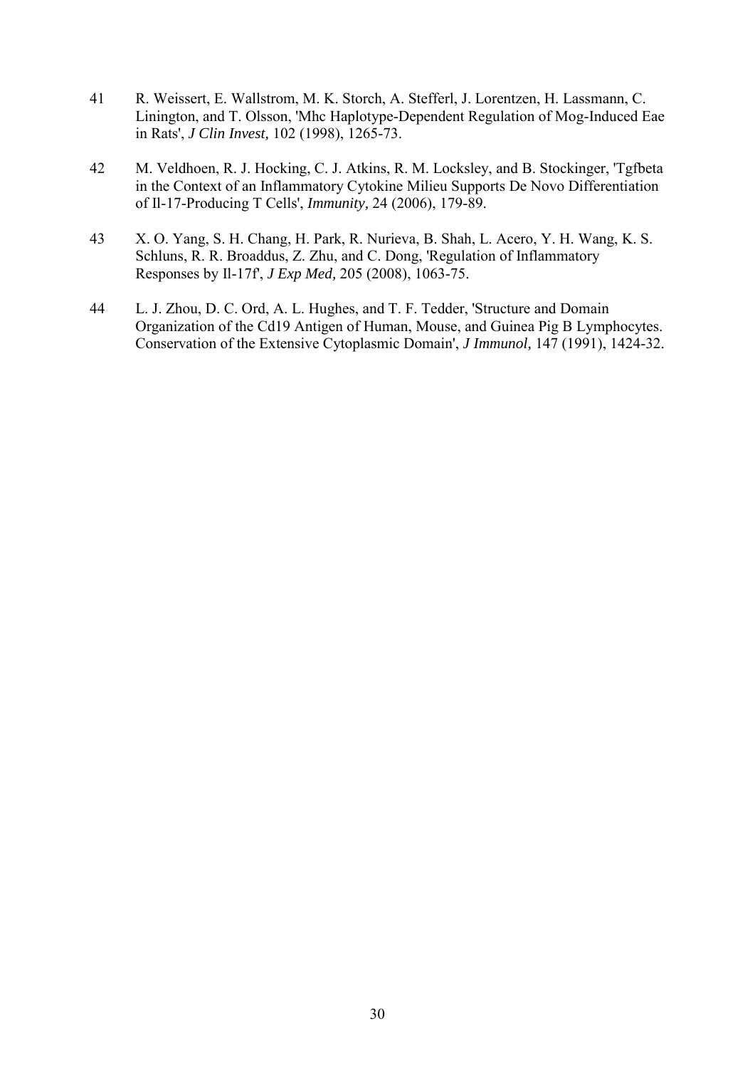41 R. Weissert, E. Wallstrom, M. K. Storch, A. Stefferl, J. Lorentzen, H. Lassmann, C. Linington, and T. Olsson, 'Mhc Haplotype-Dependent Regulation of Mog-Induced Eae in Rats', *J Clin Invest,* 102 (1998), 1265-73.

42 M. Veldhoen, R. J. Hocking, C. J. Atkins, R. M. Locksley, and B. Stockinger, 'Tgfbeta in the Context of an Inflammatory Cytokine Milieu Supports De Novo Differentiation of Il-17-Producing T Cells', *Immunity,* 24 (2006), 179-89.

43 X. O. Yang, S. H. Chang, H. Park, R. Nurieva, B. Shah, L. Acero, Y. H. Wang, K. S. Schluns, R. R. Broaddus, Z. Zhu, and C. Dong, 'Regulation of Inflammatory Responses by Il-17f', *J Exp Med,* 205 (2008), 1063-75.

44 L. J. Zhou, D. C. Ord, A. L. Hughes, and T. F. Tedder, 'Structure and Domain Organization of the Cd19 Antigen of Human, Mouse, and Guinea Pig B Lymphocytes. Conservation of the Extensive Cytoplasmic Domain', *J Immunol,* 147 (1991), 1424-32.